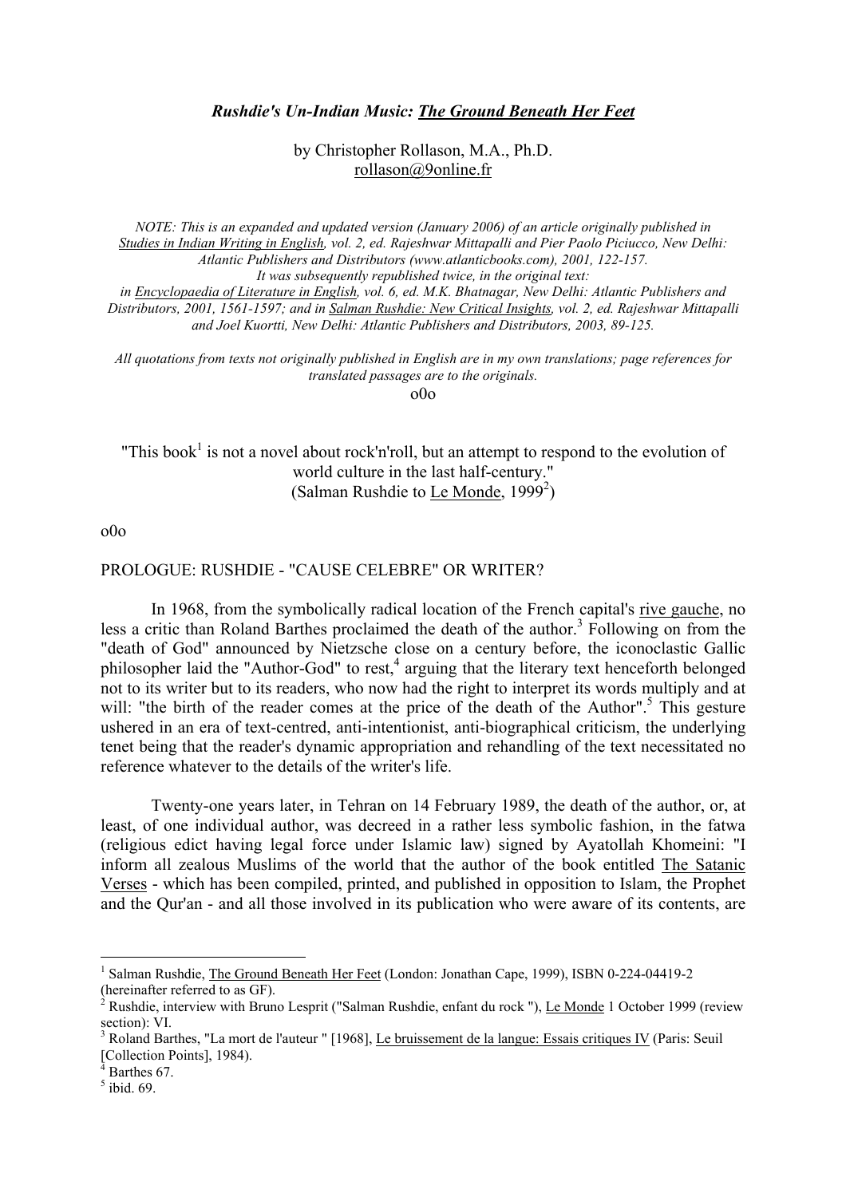# *Rushdie's Un-Indian Music: The Ground Beneath Her Feet*

by Christopher Rollason, M.A., Ph.D.
rollason@9online.fr

*NOTE: This is an expanded and updated version (January 2006) of an article originally published in Studies in Indian Writing in English, vol. 2, ed. Rajeshwar Mittapalli and Pier Paolo Piciucco, New Delhi: Atlantic Publishers and Distributors (www.atlanticbooks.com), 2001, 122-157. It was subsequently republished twice, in the original text: in Encyclopaedia of Literature in English, vol. 6, ed. M.K. Bhatnagar, New Delhi: Atlantic Publishers and Distributors, 2001, 1561-1597; and in Salman Rushdie: New Critical Insights, vol. 2, ed. Rajeshwar Mittapalli and Joel Kuortti, New Delhi: Atlantic Publishers and Distributors, 2003, 89-125.*

*All quotations from texts not originally published in English are in my own translations; page references for translated passages are to the originals.*

o0o

"This book[1] is not a novel about rock'n'roll, but an attempt to respond to the evolution of world culture in the last half-century."
(Salman Rushdie to Le Monde, 1999[2])

o0o

## PROLOGUE: RUSHDIE - "CAUSE CELEBRE" OR WRITER?

In 1968, from the symbolically radical location of the French capital's rive gauche, no less a critic than Roland Barthes proclaimed the death of the author.[3] Following on from the "death of God" announced by Nietzsche close on a century before, the iconoclastic Gallic philosopher laid the "Author-God" to rest,[4] arguing that the literary text henceforth belonged not to its writer but to its readers, who now had the right to interpret its words multiply and at will: "the birth of the reader comes at the price of the death of the Author".[5] This gesture ushered in an era of text-centred, anti-intentionist, anti-biographical criticism, the underlying tenet being that the reader's dynamic appropriation and rehandling of the text necessitated no reference whatever to the details of the writer's life.

Twenty-one years later, in Tehran on 14 February 1989, the death of the author, or, at least, of one individual author, was decreed in a rather less symbolic fashion, in the fatwa (religious edict having legal force under Islamic law) signed by Ayatollah Khomeini: "I inform all zealous Muslims of the world that the author of the book entitled The Satanic Verses - which has been compiled, printed, and published in opposition to Islam, the Prophet and the Qur'an - and all those involved in its publication who were aware of its contents, are

---

[1] Salman Rushdie, The Ground Beneath Her Feet (London: Jonathan Cape, 1999), ISBN 0-224-04419-2 (hereinafter referred to as GF).

[2] Rushdie, interview with Bruno Lesprit ("Salman Rushdie, enfant du rock "), Le Monde 1 October 1999 (review section): VI.

[3] Roland Barthes, "La mort de l'auteur " [1968], Le bruissement de la langue: Essais critiques IV (Paris: Seuil [Collection Points], 1984).

[4] Barthes 67.

[5] ibid. 69.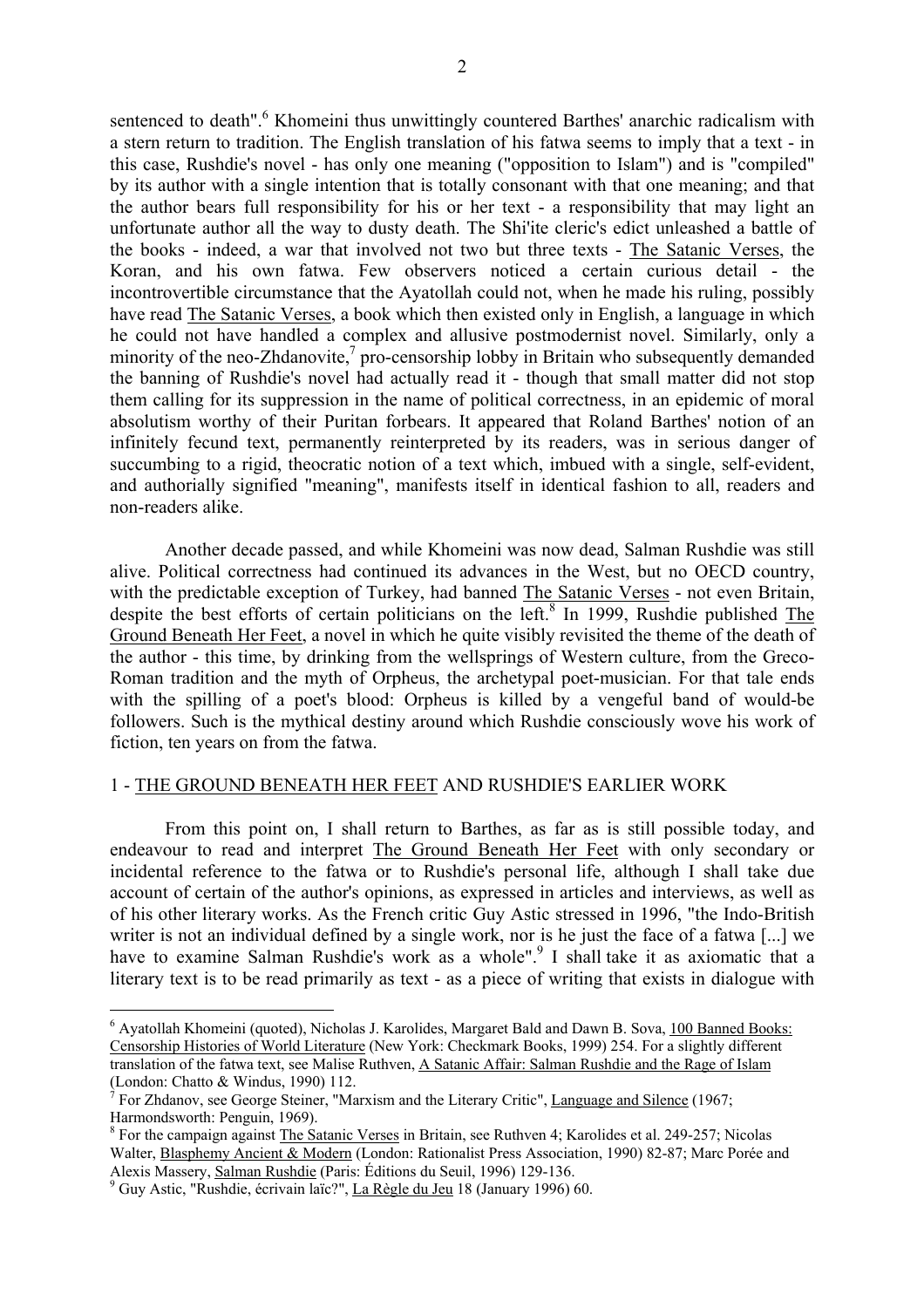sentenced to death".[6] Khomeini thus unwittingly countered Barthes' anarchic radicalism with a stern return to tradition. The English translation of his fatwa seems to imply that a text - in this case, Rushdie's novel - has only one meaning ("opposition to Islam") and is "compiled" by its author with a single intention that is totally consonant with that one meaning; and that the author bears full responsibility for his or her text - a responsibility that may light an unfortunate author all the way to dusty death. The Shi'ite cleric's edict unleashed a battle of the books - indeed, a war that involved not two but three texts - The Satanic Verses, the Koran, and his own fatwa. Few observers noticed a certain curious detail - the incontrovertible circumstance that the Ayatollah could not, when he made his ruling, possibly have read The Satanic Verses, a book which then existed only in English, a language in which he could not have handled a complex and allusive postmodernist novel. Similarly, only a minority of the neo-Zhdanovite,[7] pro-censorship lobby in Britain who subsequently demanded the banning of Rushdie's novel had actually read it - though that small matter did not stop them calling for its suppression in the name of political correctness, in an epidemic of moral absolutism worthy of their Puritan forbears. It appeared that Roland Barthes' notion of an infinitely fecund text, permanently reinterpreted by its readers, was in serious danger of succumbing to a rigid, theocratic notion of a text which, imbued with a single, self-evident, and authorially signified "meaning", manifests itself in identical fashion to all, readers and non-readers alike.

Another decade passed, and while Khomeini was now dead, Salman Rushdie was still alive. Political correctness had continued its advances in the West, but no OECD country, with the predictable exception of Turkey, had banned The Satanic Verses - not even Britain, despite the best efforts of certain politicians on the left.[8] In 1999, Rushdie published The Ground Beneath Her Feet, a novel in which he quite visibly revisited the theme of the death of the author - this time, by drinking from the wellsprings of Western culture, from the Greco-Roman tradition and the myth of Orpheus, the archetypal poet-musician. For that tale ends with the spilling of a poet's blood: Orpheus is killed by a vengeful band of would-be followers. Such is the mythical destiny around which Rushdie consciously wove his work of fiction, ten years on from the fatwa.

## 1 - THE GROUND BENEATH HER FEET AND RUSHDIE'S EARLIER WORK

From this point on, I shall return to Barthes, as far as is still possible today, and endeavour to read and interpret The Ground Beneath Her Feet with only secondary or incidental reference to the fatwa or to Rushdie's personal life, although I shall take due account of certain of the author's opinions, as expressed in articles and interviews, as well as of his other literary works. As the French critic Guy Astic stressed in 1996, "the Indo-British writer is not an individual defined by a single work, nor is he just the face of a fatwa [...] we have to examine Salman Rushdie's work as a whole".[9] I shall take it as axiomatic that a literary text is to be read primarily as text - as a piece of writing that exists in dialogue with

---

[6] Ayatollah Khomeini (quoted), Nicholas J. Karolides, Margaret Bald and Dawn B. Sova, 100 Banned Books: Censorship Histories of World Literature (New York: Checkmark Books, 1999) 254. For a slightly different translation of the fatwa text, see Malise Ruthven, A Satanic Affair: Salman Rushdie and the Rage of Islam (London: Chatto & Windus, 1990) 112.

[7] For Zhdanov, see George Steiner, "Marxism and the Literary Critic", Language and Silence (1967; Harmondsworth: Penguin, 1969).

[8] For the campaign against The Satanic Verses in Britain, see Ruthven 4; Karolides et al. 249-257; Nicolas Walter, Blasphemy Ancient & Modern (London: Rationalist Press Association, 1990) 82-87; Marc Porée and Alexis Massery, Salman Rushdie (Paris: Éditions du Seuil, 1996) 129-136.

[9] Guy Astic, "Rushdie, écrivain laïc?", La Règle du Jeu 18 (January 1996) 60.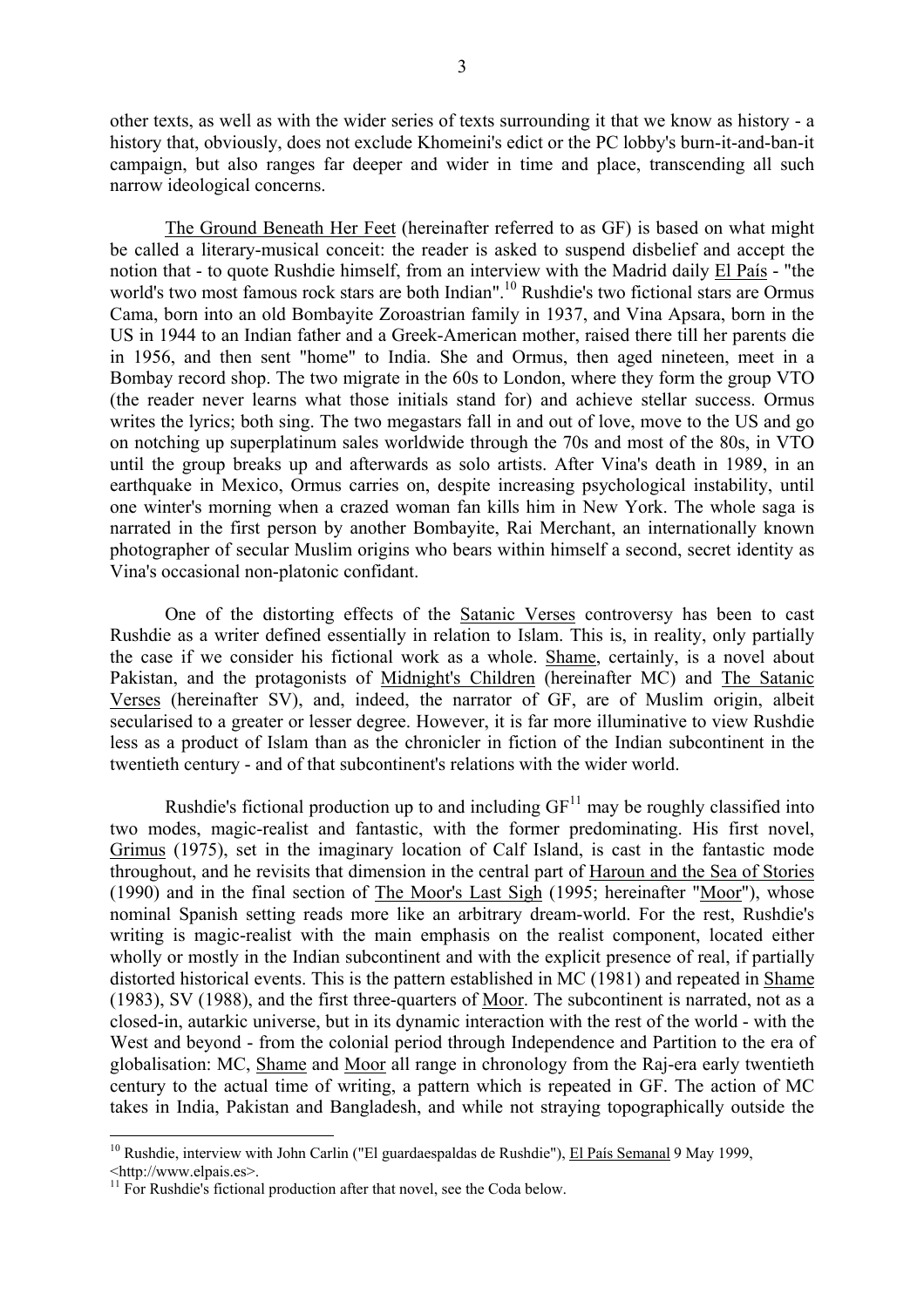other texts, as well as with the wider series of texts surrounding it that we know as history - a history that, obviously, does not exclude Khomeini's edict or the PC lobby's burn-it-and-ban-it campaign, but also ranges far deeper and wider in time and place, transcending all such narrow ideological concerns.

The Ground Beneath Her Feet (hereinafter referred to as GF) is based on what might be called a literary-musical conceit: the reader is asked to suspend disbelief and accept the notion that - to quote Rushdie himself, from an interview with the Madrid daily El País - "the world's two most famous rock stars are both Indian".[10] Rushdie's two fictional stars are Ormus Cama, born into an old Bombayite Zoroastrian family in 1937, and Vina Apsara, born in the US in 1944 to an Indian father and a Greek-American mother, raised there till her parents die in 1956, and then sent "home" to India. She and Ormus, then aged nineteen, meet in a Bombay record shop. The two migrate in the 60s to London, where they form the group VTO (the reader never learns what those initials stand for) and achieve stellar success. Ormus writes the lyrics; both sing. The two megastars fall in and out of love, move to the US and go on notching up superplatinum sales worldwide through the 70s and most of the 80s, in VTO until the group breaks up and afterwards as solo artists. After Vina's death in 1989, in an earthquake in Mexico, Ormus carries on, despite increasing psychological instability, until one winter's morning when a crazed woman fan kills him in New York. The whole saga is narrated in the first person by another Bombayite, Rai Merchant, an internationally known photographer of secular Muslim origins who bears within himself a second, secret identity as Vina's occasional non-platonic confidant.

One of the distorting effects of the Satanic Verses controversy has been to cast Rushdie as a writer defined essentially in relation to Islam. This is, in reality, only partially the case if we consider his fictional work as a whole. Shame, certainly, is a novel about Pakistan, and the protagonists of Midnight's Children (hereinafter MC) and The Satanic Verses (hereinafter SV), and, indeed, the narrator of GF, are of Muslim origin, albeit secularised to a greater or lesser degree. However, it is far more illuminative to view Rushdie less as a product of Islam than as the chronicler in fiction of the Indian subcontinent in the twentieth century - and of that subcontinent's relations with the wider world.

Rushdie's fictional production up to and including GF[11] may be roughly classified into two modes, magic-realist and fantastic, with the former predominating. His first novel, Grimus (1975), set in the imaginary location of Calf Island, is cast in the fantastic mode throughout, and he revisits that dimension in the central part of Haroun and the Sea of Stories (1990) and in the final section of The Moor's Last Sigh (1995; hereinafter "Moor"), whose nominal Spanish setting reads more like an arbitrary dream-world. For the rest, Rushdie's writing is magic-realist with the main emphasis on the realist component, located either wholly or mostly in the Indian subcontinent and with the explicit presence of real, if partially distorted historical events. This is the pattern established in MC (1981) and repeated in Shame (1983), SV (1988), and the first three-quarters of Moor. The subcontinent is narrated, not as a closed-in, autarkic universe, but in its dynamic interaction with the rest of the world - with the West and beyond - from the colonial period through Independence and Partition to the era of globalisation: MC, Shame and Moor all range in chronology from the Raj-era early twentieth century to the actual time of writing, a pattern which is repeated in GF. The action of MC takes in India, Pakistan and Bangladesh, and while not straying topographically outside the

[10] Rushdie, interview with John Carlin ("El guardaespaldas de Rushdie"), El País Semanal 9 May 1999, <http://www.elpais.es>.

[11] For Rushdie's fictional production after that novel, see the Coda below.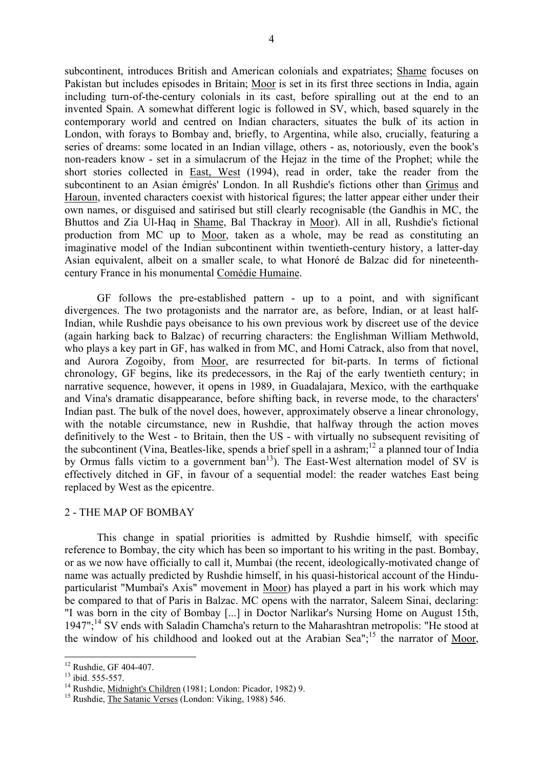subcontinent, introduces British and American colonials and expatriates; Shame focuses on Pakistan but includes episodes in Britain; Moor is set in its first three sections in India, again including turn-of-the-century colonials in its cast, before spiralling out at the end to an invented Spain. A somewhat different logic is followed in SV, which, based squarely in the contemporary world and centred on Indian characters, situates the bulk of its action in London, with forays to Bombay and, briefly, to Argentina, while also, crucially, featuring a series of dreams: some located in an Indian village, others - as, notoriously, even the book's non-readers know - set in a simulacrum of the Hejaz in the time of the Prophet; while the short stories collected in East, West (1994), read in order, take the reader from the subcontinent to an Asian émigrés' London. In all Rushdie's fictions other than Grimus and Haroun, invented characters coexist with historical figures; the latter appear either under their own names, or disguised and satirised but still clearly recognisable (the Gandhis in MC, the Bhuttos and Zia Ul-Haq in Shame, Bal Thackray in Moor). All in all, Rushdie's fictional production from MC up to Moor, taken as a whole, may be read as constituting an imaginative model of the Indian subcontinent within twentieth-century history, a latter-day Asian equivalent, albeit on a smaller scale, to what Honoré de Balzac did for nineteenth-century France in his monumental Comédie Humaine.

GF follows the pre-established pattern - up to a point, and with significant divergences. The two protagonists and the narrator are, as before, Indian, or at least half-Indian, while Rushdie pays obeisance to his own previous work by discreet use of the device (again harking back to Balzac) of recurring characters: the Englishman William Methwold, who plays a key part in GF, has walked in from MC, and Homi Catrack, also from that novel, and Aurora Zogoiby, from Moor, are resurrected for bit-parts. In terms of fictional chronology, GF begins, like its predecessors, in the Raj of the early twentieth century; in narrative sequence, however, it opens in 1989, in Guadalajara, Mexico, with the earthquake and Vina's dramatic disappearance, before shifting back, in reverse mode, to the characters' Indian past. The bulk of the novel does, however, approximately observe a linear chronology, with the notable circumstance, new in Rushdie, that halfway through the action moves definitively to the West - to Britain, then the US - with virtually no subsequent revisiting of the subcontinent (Vina, Beatles-like, spends a brief spell in a ashram;[12] a planned tour of India by Ormus falls victim to a government ban[13]). The East-West alternation model of SV is effectively ditched in GF, in favour of a sequential model: the reader watches East being replaced by West as the epicentre.

## 2 - THE MAP OF BOMBAY

This change in spatial priorities is admitted by Rushdie himself, with specific reference to Bombay, the city which has been so important to his writing in the past. Bombay, or as we now have officially to call it, Mumbai (the recent, ideologically-motivated change of name was actually predicted by Rushdie himself, in his quasi-historical account of the Hindu-particularist "Mumbai's Axis" movement in Moor) has played a part in his work which may be compared to that of Paris in Balzac. MC opens with the narrator, Saleem Sinai, declaring: "I was born in the city of Bombay [...] in Doctor Narlikar's Nursing Home on August 15th, 1947";[14] SV ends with Saladin Chamcha's return to the Maharashtran metropolis: "He stood at the window of his childhood and looked out at the Arabian Sea";[15] the narrator of Moor,

---

[12] Rushdie, GF 404-407.

[13] ibid. 555-557.

[14] Rushdie, Midnight's Children (1981; London: Picador, 1982) 9.

[15] Rushdie, The Satanic Verses (London: Viking, 1988) 546.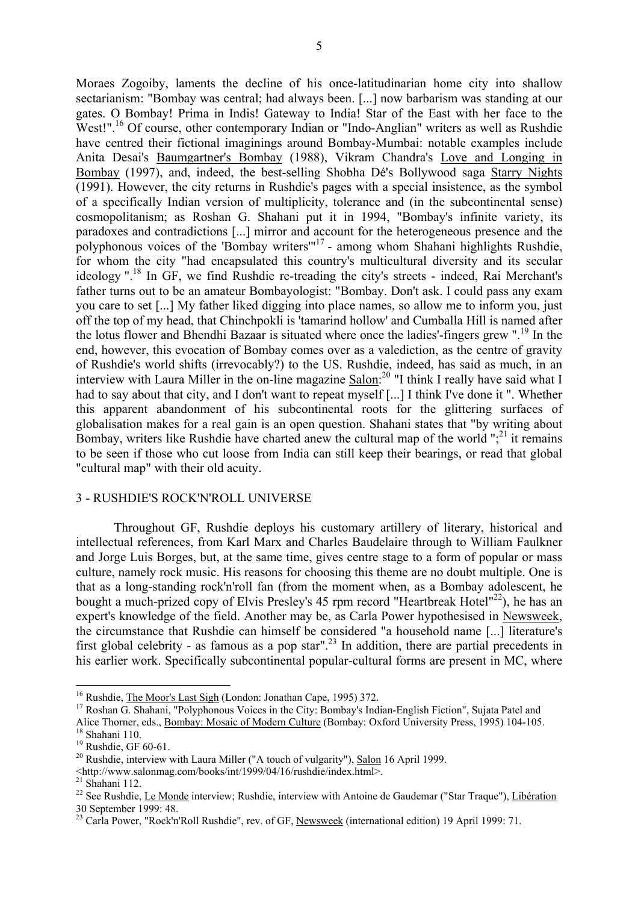Moraes Zogoiby, laments the decline of his once-latitudinarian home city into shallow sectarianism: "Bombay was central; had always been. [...] now barbarism was standing at our gates. O Bombay! Prima in Indis! Gateway to India! Star of the East with her face to the West!".[16] Of course, other contemporary Indian or "Indo-Anglian" writers as well as Rushdie have centred their fictional imaginings around Bombay-Mumbai: notable examples include Anita Desai's Baumgartner's Bombay (1988), Vikram Chandra's Love and Longing in Bombay (1997), and, indeed, the best-selling Shobha Dé's Bollywood saga Starry Nights (1991). However, the city returns in Rushdie's pages with a special insistence, as the symbol of a specifically Indian version of multiplicity, tolerance and (in the subcontinental sense) cosmopolitanism; as Roshan G. Shahani put it in 1994, "Bombay's infinite variety, its paradoxes and contradictions [...] mirror and account for the heterogeneous presence and the polyphonous voices of the 'Bombay writers'"[17] - among whom Shahani highlights Rushdie, for whom the city "had encapsulated this country's multicultural diversity and its secular ideology ".[18] In GF, we find Rushdie re-treading the city's streets - indeed, Rai Merchant's father turns out to be an amateur Bombayologist: "Bombay. Don't ask. I could pass any exam you care to set [...] My father liked digging into place names, so allow me to inform you, just off the top of my head, that Chinchpokli is 'tamarind hollow' and Cumballa Hill is named after the lotus flower and Bhendhi Bazaar is situated where once the ladies'-fingers grew ".[19] In the end, however, this evocation of Bombay comes over as a valediction, as the centre of gravity of Rushdie's world shifts (irrevocably?) to the US. Rushdie, indeed, has said as much, in an interview with Laura Miller in the on-line magazine Salon:[20] "I think I really have said what I had to say about that city, and I don't want to repeat myself [...] I think I've done it ". Whether this apparent abandonment of his subcontinental roots for the glittering surfaces of globalisation makes for a real gain is an open question. Shahani states that "by writing about Bombay, writers like Rushdie have charted anew the cultural map of the world ";[21] it remains to be seen if those who cut loose from India can still keep their bearings, or read that global "cultural map" with their old acuity.

## 3 - RUSHDIE'S ROCK'N'ROLL UNIVERSE

Throughout GF, Rushdie deploys his customary artillery of literary, historical and intellectual references, from Karl Marx and Charles Baudelaire through to William Faulkner and Jorge Luis Borges, but, at the same time, gives centre stage to a form of popular or mass culture, namely rock music. His reasons for choosing this theme are no doubt multiple. One is that as a long-standing rock'n'roll fan (from the moment when, as a Bombay adolescent, he bought a much-prized copy of Elvis Presley's 45 rpm record "Heartbreak Hotel"[22]), he has an expert's knowledge of the field. Another may be, as Carla Power hypothesised in Newsweek, the circumstance that Rushdie can himself be considered "a household name [...] literature's first global celebrity - as famous as a pop star".[23] In addition, there are partial precedents in his earlier work. Specifically subcontinental popular-cultural forms are present in MC, where

---

[16] Rushdie, The Moor's Last Sigh (London: Jonathan Cape, 1995) 372.

[17] Roshan G. Shahani, "Polyphonous Voices in the City: Bombay's Indian-English Fiction", Sujata Patel and Alice Thorner, eds., Bombay: Mosaic of Modern Culture (Bombay: Oxford University Press, 1995) 104-105.

[18] Shahani 110.

[19] Rushdie, GF 60-61.

[20] Rushdie, interview with Laura Miller ("A touch of vulgarity"), Salon 16 April 1999. <http://www.salonmag.com/books/int/1999/04/16/rushdie/index.html>.

[21] Shahani 112.

[22] See Rushdie, Le Monde interview; Rushdie, interview with Antoine de Gaudemar ("Star Traque"), Libération 30 September 1999: 48.

[23] Carla Power, "Rock'n'Roll Rushdie", rev. of GF, Newsweek (international edition) 19 April 1999: 71.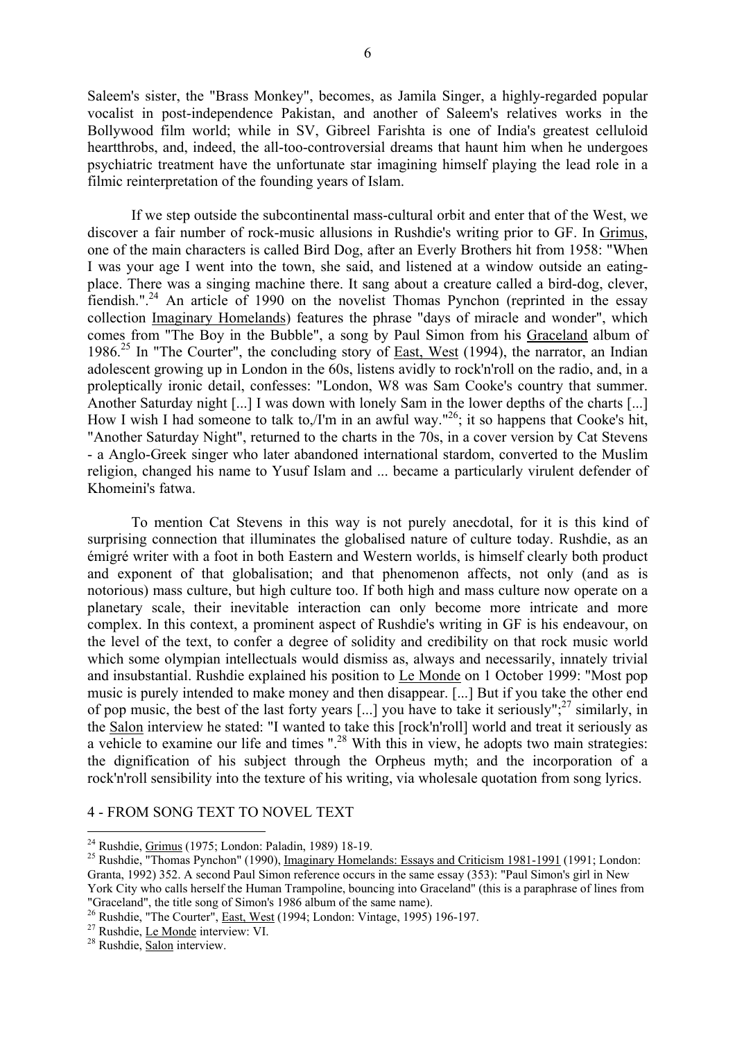Saleem's sister, the "Brass Monkey", becomes, as Jamila Singer, a highly-regarded popular vocalist in post-independence Pakistan, and another of Saleem's relatives works in the Bollywood film world; while in SV, Gibreel Farishta is one of India's greatest celluloid heartthrobs, and, indeed, the all-too-controversial dreams that haunt him when he undergoes psychiatric treatment have the unfortunate star imagining himself playing the lead role in a filmic reinterpretation of the founding years of Islam.

If we step outside the subcontinental mass-cultural orbit and enter that of the West, we discover a fair number of rock-music allusions in Rushdie's writing prior to GF. In Grimus, one of the main characters is called Bird Dog, after an Everly Brothers hit from 1958: "When I was your age I went into the town, she said, and listened at a window outside an eating-place. There was a singing machine there. It sang about a creature called a bird-dog, clever, fiendish.".[24] An article of 1990 on the novelist Thomas Pynchon (reprinted in the essay collection Imaginary Homelands) features the phrase "days of miracle and wonder", which comes from "The Boy in the Bubble", a song by Paul Simon from his Graceland album of 1986.[25] In "The Courter", the concluding story of East, West (1994), the narrator, an Indian adolescent growing up in London in the 60s, listens avidly to rock'n'roll on the radio, and, in a proleptically ironic detail, confesses: "London, W8 was Sam Cooke's country that summer. Another Saturday night [...] I was down with lonely Sam in the lower depths of the charts [...] How I wish I had someone to talk to,/I'm in an awful way."[26]; it so happens that Cooke's hit, "Another Saturday Night", returned to the charts in the 70s, in a cover version by Cat Stevens - a Anglo-Greek singer who later abandoned international stardom, converted to the Muslim religion, changed his name to Yusuf Islam and ... became a particularly virulent defender of Khomeini's fatwa.

To mention Cat Stevens in this way is not purely anecdotal, for it is this kind of surprising connection that illuminates the globalised nature of culture today. Rushdie, as an émigré writer with a foot in both Eastern and Western worlds, is himself clearly both product and exponent of that globalisation; and that phenomenon affects, not only (and as is notorious) mass culture, but high culture too. If both high and mass culture now operate on a planetary scale, their inevitable interaction can only become more intricate and more complex. In this context, a prominent aspect of Rushdie's writing in GF is his endeavour, on the level of the text, to confer a degree of solidity and credibility on that rock music world which some olympian intellectuals would dismiss as, always and necessarily, innately trivial and insubstantial. Rushdie explained his position to Le Monde on 1 October 1999: "Most pop music is purely intended to make money and then disappear. [...] But if you take the other end of pop music, the best of the last forty years [...] you have to take it seriously";[27] similarly, in the Salon interview he stated: "I wanted to take this [rock'n'roll] world and treat it seriously as a vehicle to examine our life and times ".[28] With this in view, he adopts two main strategies: the dignification of his subject through the Orpheus myth; and the incorporation of a rock'n'roll sensibility into the texture of his writing, via wholesale quotation from song lyrics.

## 4 - FROM SONG TEXT TO NOVEL TEXT

[24] Rushdie, Grimus (1975; London: Paladin, 1989) 18-19.

[25] Rushdie, "Thomas Pynchon" (1990), Imaginary Homelands: Essays and Criticism 1981-1991 (1991; London: Granta, 1992) 352. A second Paul Simon reference occurs in the same essay (353): "Paul Simon's girl in New York City who calls herself the Human Trampoline, bouncing into Graceland" (this is a paraphrase of lines from "Graceland", the title song of Simon's 1986 album of the same name).

[26] Rushdie, "The Courter", East, West (1994; London: Vintage, 1995) 196-197.

[27] Rushdie, Le Monde interview: VI.

[28] Rushdie, Salon interview.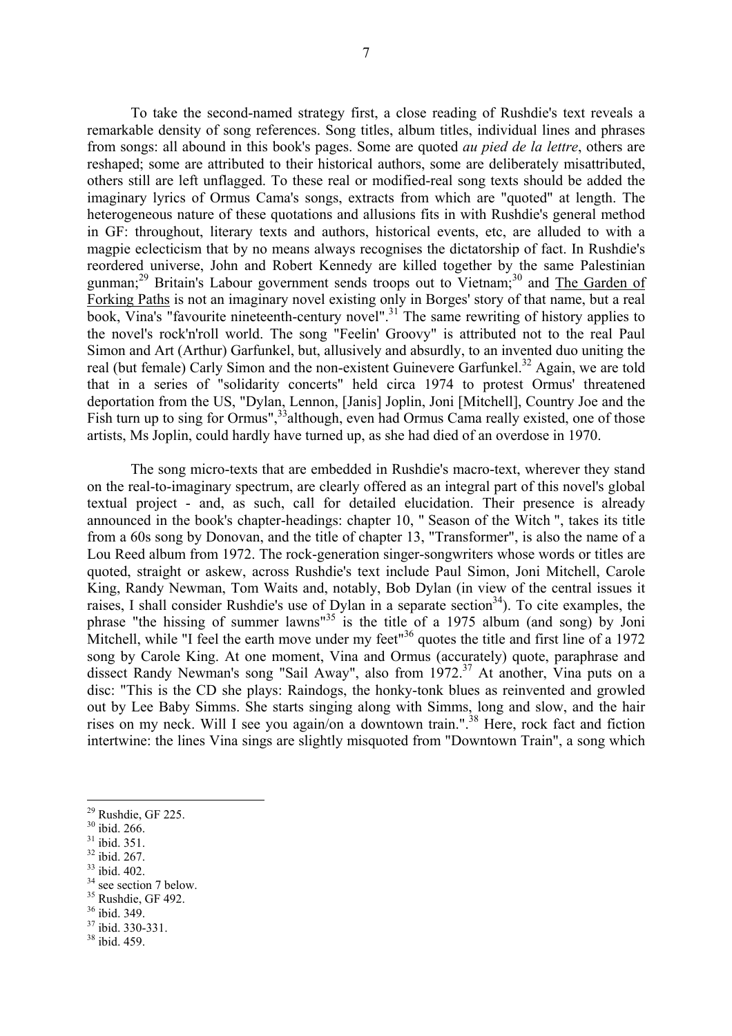To take the second-named strategy first, a close reading of Rushdie's text reveals a remarkable density of song references. Song titles, album titles, individual lines and phrases from songs: all abound in this book's pages. Some are quoted *au pied de la lettre*, others are reshaped; some are attributed to their historical authors, some are deliberately misattributed, others still are left unflagged. To these real or modified-real song texts should be added the imaginary lyrics of Ormus Cama's songs, extracts from which are "quoted" at length. The heterogeneous nature of these quotations and allusions fits in with Rushdie's general method in GF: throughout, literary texts and authors, historical events, etc, are alluded to with a magpie eclecticism that by no means always recognises the dictatorship of fact. In Rushdie's reordered universe, John and Robert Kennedy are killed together by the same Palestinian gunman;[29] Britain's Labour government sends troops out to Vietnam;[30] and <u>The Garden of Forking Paths</u> is not an imaginary novel existing only in Borges' story of that name, but a real book, Vina's "favourite nineteenth-century novel".[31] The same rewriting of history applies to the novel's rock'n'roll world. The song "Feelin' Groovy" is attributed not to the real Paul Simon and Art (Arthur) Garfunkel, but, allusively and absurdly, to an invented duo uniting the real (but female) Carly Simon and the non-existent Guinevere Garfunkel.[32] Again, we are told that in a series of "solidarity concerts" held circa 1974 to protest Ormus' threatened deportation from the US, "Dylan, Lennon, [Janis] Joplin, Joni [Mitchell], Country Joe and the Fish turn up to sing for Ormus",[33]although, even had Ormus Cama really existed, one of those artists, Ms Joplin, could hardly have turned up, as she had died of an overdose in 1970.

The song micro-texts that are embedded in Rushdie's macro-text, wherever they stand on the real-to-imaginary spectrum, are clearly offered as an integral part of this novel's global textual project - and, as such, call for detailed elucidation. Their presence is already announced in the book's chapter-headings: chapter 10, " Season of the Witch ", takes its title from a 60s song by Donovan, and the title of chapter 13, "Transformer", is also the name of a Lou Reed album from 1972. The rock-generation singer-songwriters whose words or titles are quoted, straight or askew, across Rushdie's text include Paul Simon, Joni Mitchell, Carole King, Randy Newman, Tom Waits and, notably, Bob Dylan (in view of the central issues it raises, I shall consider Rushdie's use of Dylan in a separate section[34]). To cite examples, the phrase "the hissing of summer lawns"[35] is the title of a 1975 album (and song) by Joni Mitchell, while "I feel the earth move under my feet"[36] quotes the title and first line of a 1972 song by Carole King. At one moment, Vina and Ormus (accurately) quote, paraphrase and dissect Randy Newman's song "Sail Away", also from 1972.[37] At another, Vina puts on a disc: "This is the CD she plays: Raindogs, the honky-tonk blues as reinvented and growled out by Lee Baby Simms. She starts singing along with Simms, long and slow, and the hair rises on my neck. Will I see you again/on a downtown train.".[38] Here, rock fact and fiction intertwine: the lines Vina sings are slightly misquoted from "Downtown Train", a song which

---

[29] Rushdie, GF 225.
[30] ibid. 266.
[31] ibid. 351.
[32] ibid. 267.
[33] ibid. 402.
[34] see section 7 below.
[35] Rushdie, GF 492.
[36] ibid. 349.
[37] ibid. 330-331.
[38] ibid. 459.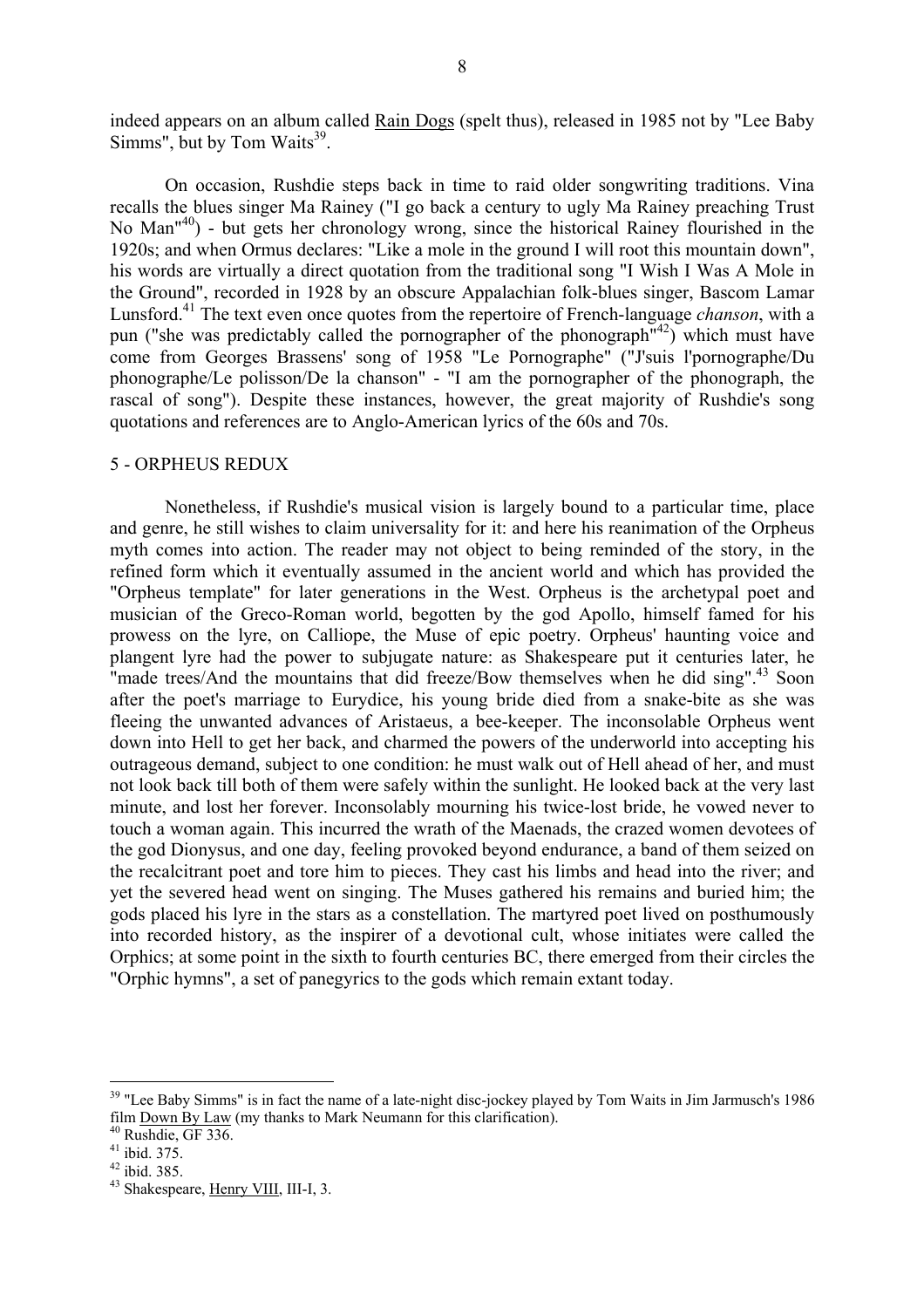indeed appears on an album called Rain Dogs (spelt thus), released in 1985 not by "Lee Baby Simms", but by Tom Waits[39].

On occasion, Rushdie steps back in time to raid older songwriting traditions. Vina recalls the blues singer Ma Rainey ("I go back a century to ugly Ma Rainey preaching Trust No Man"[40]) - but gets her chronology wrong, since the historical Rainey flourished in the 1920s; and when Ormus declares: "Like a mole in the ground I will root this mountain down", his words are virtually a direct quotation from the traditional song "I Wish I Was A Mole in the Ground", recorded in 1928 by an obscure Appalachian folk-blues singer, Bascom Lamar Lunsford.[41] The text even once quotes from the repertoire of French-language *chanson*, with a pun ("she was predictably called the pornographer of the phonograph"[42]) which must have come from Georges Brassens' song of 1958 "Le Pornographe" ("J'suis l'pornographe/Du phonographe/Le polisson/De la chanson" - "I am the pornographer of the phonograph, the rascal of song"). Despite these instances, however, the great majority of Rushdie's song quotations and references are to Anglo-American lyrics of the 60s and 70s.

## 5 - ORPHEUS REDUX

Nonetheless, if Rushdie's musical vision is largely bound to a particular time, place and genre, he still wishes to claim universality for it: and here his reanimation of the Orpheus myth comes into action. The reader may not object to being reminded of the story, in the refined form which it eventually assumed in the ancient world and which has provided the "Orpheus template" for later generations in the West. Orpheus is the archetypal poet and musician of the Greco-Roman world, begotten by the god Apollo, himself famed for his prowess on the lyre, on Calliope, the Muse of epic poetry. Orpheus' haunting voice and plangent lyre had the power to subjugate nature: as Shakespeare put it centuries later, he "made trees/And the mountains that did freeze/Bow themselves when he did sing".[43] Soon after the poet's marriage to Eurydice, his young bride died from a snake-bite as she was fleeing the unwanted advances of Aristaeus, a bee-keeper. The inconsolable Orpheus went down into Hell to get her back, and charmed the powers of the underworld into accepting his outrageous demand, subject to one condition: he must walk out of Hell ahead of her, and must not look back till both of them were safely within the sunlight. He looked back at the very last minute, and lost her forever. Inconsolably mourning his twice-lost bride, he vowed never to touch a woman again. This incurred the wrath of the Maenads, the crazed women devotees of the god Dionysus, and one day, feeling provoked beyond endurance, a band of them seized on the recalcitrant poet and tore him to pieces. They cast his limbs and head into the river; and yet the severed head went on singing. The Muses gathered his remains and buried him; the gods placed his lyre in the stars as a constellation. The martyred poet lived on posthumously into recorded history, as the inspirer of a devotional cult, whose initiates were called the Orphics; at some point in the sixth to fourth centuries BC, there emerged from their circles the "Orphic hymns", a set of panegyrics to the gods which remain extant today.

---

[39] "Lee Baby Simms" is in fact the name of a late-night disc-jockey played by Tom Waits in Jim Jarmusch's 1986 film Down By Law (my thanks to Mark Neumann for this clarification).

[40] Rushdie, GF 336.

[41] ibid. 375.

[42] ibid. 385.

[43] Shakespeare, Henry VIII, III-I, 3.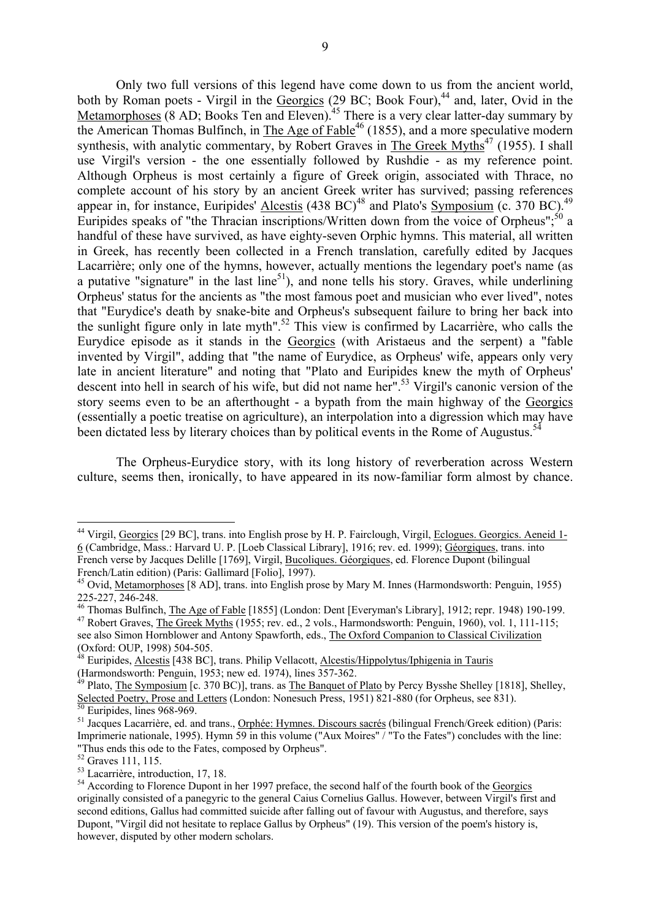Only two full versions of this legend have come down to us from the ancient world, both by Roman poets - Virgil in the Georgics (29 BC; Book Four),[44] and, later, Ovid in the Metamorphoses (8 AD; Books Ten and Eleven).[45] There is a very clear latter-day summary by the American Thomas Bulfinch, in The Age of Fable[46] (1855), and a more speculative modern synthesis, with analytic commentary, by Robert Graves in The Greek Myths[47] (1955). I shall use Virgil's version - the one essentially followed by Rushdie - as my reference point. Although Orpheus is most certainly a figure of Greek origin, associated with Thrace, no complete account of his story by an ancient Greek writer has survived; passing references appear in, for instance, Euripides' Alcestis (438 BC)[48] and Plato's Symposium (c. 370 BC).[49] Euripides speaks of "the Thracian inscriptions/Written down from the voice of Orpheus";[50] a handful of these have survived, as have eighty-seven Orphic hymns. This material, all written in Greek, has recently been collected in a French translation, carefully edited by Jacques Lacarrière; only one of the hymns, however, actually mentions the legendary poet's name (as a putative "signature" in the last line[51]), and none tells his story. Graves, while underlining Orpheus' status for the ancients as "the most famous poet and musician who ever lived", notes that "Eurydice's death by snake-bite and Orpheus's subsequent failure to bring her back into the sunlight figure only in late myth".[52] This view is confirmed by Lacarrière, who calls the Eurydice episode as it stands in the Georgics (with Aristaeus and the serpent) a "fable invented by Virgil", adding that "the name of Eurydice, as Orpheus' wife, appears only very late in ancient literature" and noting that "Plato and Euripides knew the myth of Orpheus' descent into hell in search of his wife, but did not name her".[53] Virgil's canonic version of the story seems even to be an afterthought - a bypath from the main highway of the Georgics (essentially a poetic treatise on agriculture), an interpolation into a digression which may have been dictated less by literary choices than by political events in the Rome of Augustus.[54]

The Orpheus-Eurydice story, with its long history of reverberation across Western culture, seems then, ironically, to have appeared in its now-familiar form almost by chance.

---

[44] Virgil, Georgics [29 BC], trans. into English prose by H. P. Fairclough, Virgil, Eclogues. Georgics. Aeneid 1-6 (Cambridge, Mass.: Harvard U. P. [Loeb Classical Library], 1916; rev. ed. 1999); Géorgiques, trans. into French verse by Jacques Delille [1769], Virgil, Bucoliques. Géorgiques, ed. Florence Dupont (bilingual French/Latin edition) (Paris: Gallimard [Folio], 1997).

[45] Ovid, Metamorphoses [8 AD], trans. into English prose by Mary M. Innes (Harmondsworth: Penguin, 1955) 225-227, 246-248.

[46] Thomas Bulfinch, The Age of Fable [1855] (London: Dent [Everyman's Library], 1912; repr. 1948) 190-199.

[47] Robert Graves, The Greek Myths (1955; rev. ed., 2 vols., Harmondsworth: Penguin, 1960), vol. 1, 111-115; see also Simon Hornblower and Antony Spawforth, eds., The Oxford Companion to Classical Civilization (Oxford: OUP, 1998) 504-505.

[48] Euripides, Alcestis [438 BC], trans. Philip Vellacott, Alcestis/Hippolytus/Iphigenia in Tauris (Harmondsworth: Penguin, 1953; new ed. 1974), lines 357-362.

[49] Plato, The Symposium [c. 370 BC)], trans. as The Banquet of Plato by Percy Bysshe Shelley [1818], Shelley, Selected Poetry, Prose and Letters (London: Nonesuch Press, 1951) 821-880 (for Orpheus, see 831).

[50] Euripides, lines 968-969.

[51] Jacques Lacarrière, ed. and trans., Orphée: Hymnes. Discours sacrés (bilingual French/Greek edition) (Paris: Imprimerie nationale, 1995). Hymn 59 in this volume ("Aux Moires" / "To the Fates") concludes with the line: "Thus ends this ode to the Fates, composed by Orpheus".

[52] Graves 111, 115.

[53] Lacarrière, introduction, 17, 18.

[54] According to Florence Dupont in her 1997 preface, the second half of the fourth book of the Georgics originally consisted of a panegyric to the general Caius Cornelius Gallus. However, between Virgil's first and second editions, Gallus had committed suicide after falling out of favour with Augustus, and therefore, says Dupont, "Virgil did not hesitate to replace Gallus by Orpheus" (19). This version of the poem's history is, however, disputed by other modern scholars.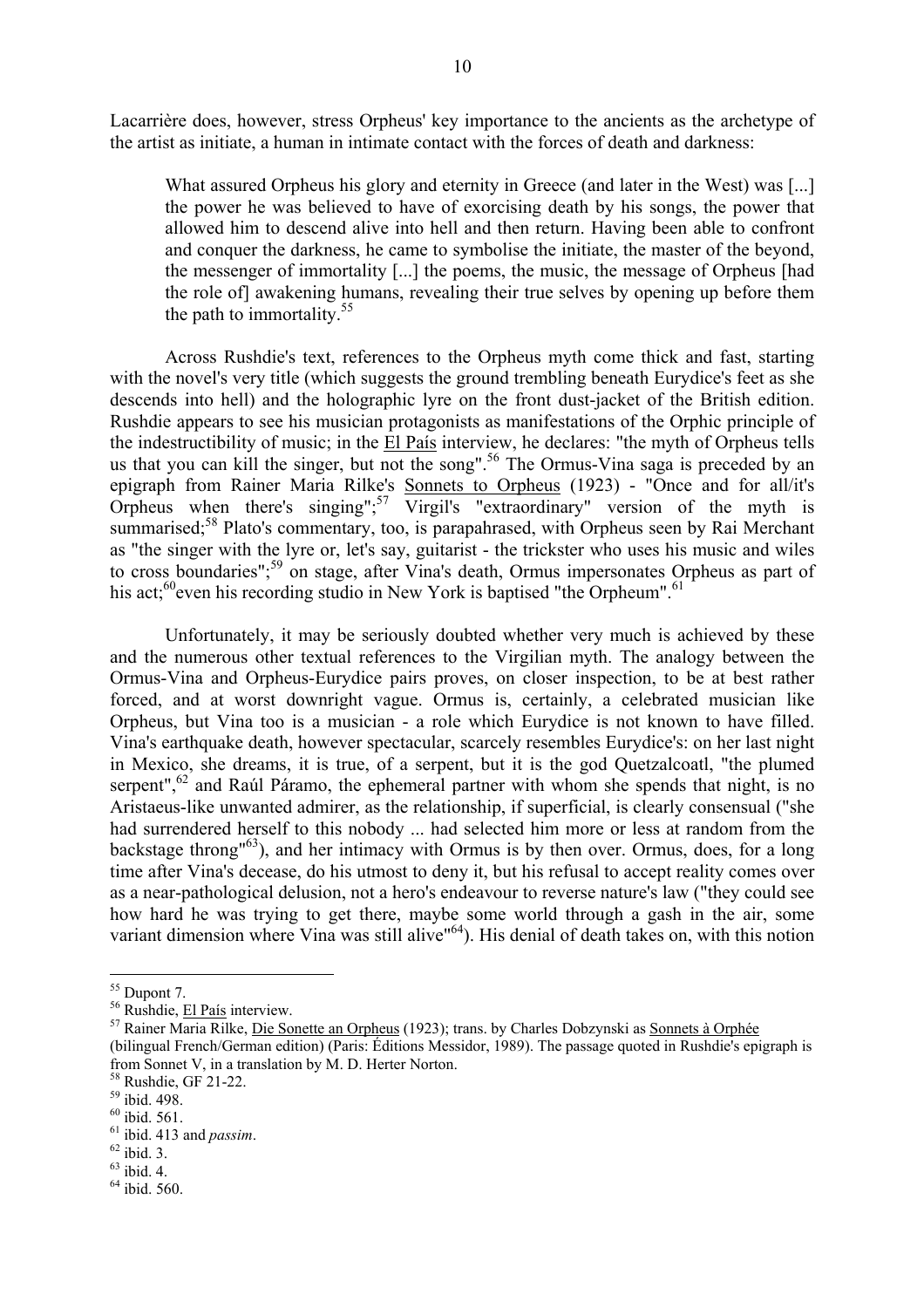Lacarrière does, however, stress Orpheus' key importance to the ancients as the archetype of the artist as initiate, a human in intimate contact with the forces of death and darkness:

> What assured Orpheus his glory and eternity in Greece (and later in the West) was [...] the power he was believed to have of exorcising death by his songs, the power that allowed him to descend alive into hell and then return. Having been able to confront and conquer the darkness, he came to symbolise the initiate, the master of the beyond, the messenger of immortality [...] the poems, the music, the message of Orpheus [had the role of] awakening humans, revealing their true selves by opening up before them the path to immortality.[55]

Across Rushdie's text, references to the Orpheus myth come thick and fast, starting with the novel's very title (which suggests the ground trembling beneath Eurydice's feet as she descends into hell) and the holographic lyre on the front dust-jacket of the British edition. Rushdie appears to see his musician protagonists as manifestations of the Orphic principle of the indestructibility of music; in the El País interview, he declares: "the myth of Orpheus tells us that you can kill the singer, but not the song".[56] The Ormus-Vina saga is preceded by an epigraph from Rainer Maria Rilke's Sonnets to Orpheus (1923) - "Once and for all/it's Orpheus when there's singing";[57] Virgil's "extraordinary" version of the myth is summarised;[58] Plato's commentary, too, is parapahrased, with Orpheus seen by Rai Merchant as "the singer with the lyre or, let's say, guitarist - the trickster who uses his music and wiles to cross boundaries";[59] on stage, after Vina's death, Ormus impersonates Orpheus as part of his act;[60] even his recording studio in New York is baptised "the Orpheum".[61]

Unfortunately, it may be seriously doubted whether very much is achieved by these and the numerous other textual references to the Virgilian myth. The analogy between the Ormus-Vina and Orpheus-Eurydice pairs proves, on closer inspection, to be at best rather forced, and at worst downright vague. Ormus is, certainly, a celebrated musician like Orpheus, but Vina too is a musician - a role which Eurydice is not known to have filled. Vina's earthquake death, however spectacular, scarcely resembles Eurydice's: on her last night in Mexico, she dreams, it is true, of a serpent, but it is the god Quetzalcoatl, "the plumed serpent",[62] and Raúl Páramo, the ephemeral partner with whom she spends that night, is no Aristaeus-like unwanted admirer, as the relationship, if superficial, is clearly consensual ("she had surrendered herself to this nobody ... had selected him more or less at random from the backstage throng"[63]), and her intimacy with Ormus is by then over. Ormus, does, for a long time after Vina's decease, do his utmost to deny it, but his refusal to accept reality comes over as a near-pathological delusion, not a hero's endeavour to reverse nature's law ("they could see how hard he was trying to get there, maybe some world through a gash in the air, some variant dimension where Vina was still alive"[64]). His denial of death takes on, with this notion

---

[55] Dupont 7.

[56] Rushdie, El País interview.

[57] Rainer Maria Rilke, Die Sonette an Orpheus (1923); trans. by Charles Dobzynski as Sonnets à Orphée (bilingual French/German edition) (Paris: Éditions Messidor, 1989). The passage quoted in Rushdie's epigraph is from Sonnet V, in a translation by M. D. Herter Norton.

[58] Rushdie, GF 21-22.

[59] ibid. 498.

[60] ibid. 561.

[61] ibid. 413 and *passim*.

[62] ibid. 3.

[63] ibid. 4.

[64] ibid. 560.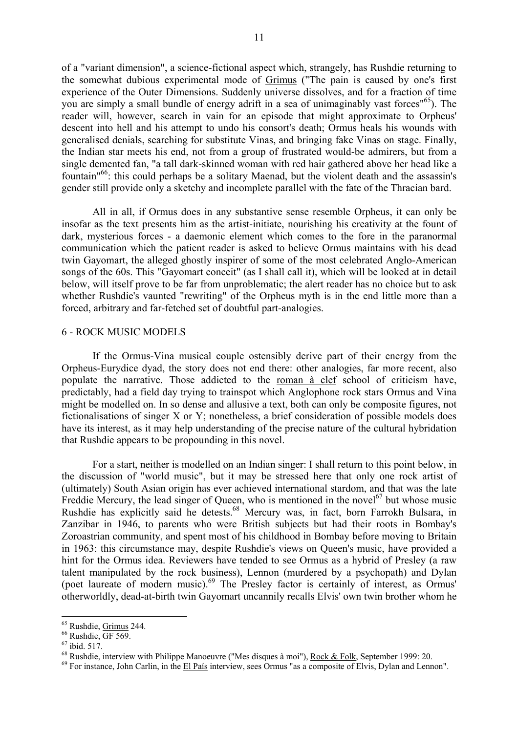of a "variant dimension", a science-fictional aspect which, strangely, has Rushdie returning to the somewhat dubious experimental mode of Grimus ("The pain is caused by one's first experience of the Outer Dimensions. Suddenly universe dissolves, and for a fraction of time you are simply a small bundle of energy adrift in a sea of unimaginably vast forces"[65]). The reader will, however, search in vain for an episode that might approximate to Orpheus' descent into hell and his attempt to undo his consort's death; Ormus heals his wounds with generalised denials, searching for substitute Vinas, and bringing fake Vinas on stage. Finally, the Indian star meets his end, not from a group of frustrated would-be admirers, but from a single demented fan, "a tall dark-skinned woman with red hair gathered above her head like a fountain"[66]: this could perhaps be a solitary Maenad, but the violent death and the assassin's gender still provide only a sketchy and incomplete parallel with the fate of the Thracian bard.

All in all, if Ormus does in any substantive sense resemble Orpheus, it can only be insofar as the text presents him as the artist-initiate, nourishing his creativity at the fount of dark, mysterious forces - a daemonic element which comes to the fore in the paranormal communication which the patient reader is asked to believe Ormus maintains with his dead twin Gayomart, the alleged ghostly inspirer of some of the most celebrated Anglo-American songs of the 60s. This "Gayomart conceit" (as I shall call it), which will be looked at in detail below, will itself prove to be far from unproblematic; the alert reader has no choice but to ask whether Rushdie's vaunted "rewriting" of the Orpheus myth is in the end little more than a forced, arbitrary and far-fetched set of doubtful part-analogies.

## 6 - ROCK MUSIC MODELS

If the Ormus-Vina musical couple ostensibly derive part of their energy from the Orpheus-Eurydice dyad, the story does not end there: other analogies, far more recent, also populate the narrative. Those addicted to the roman à clef school of criticism have, predictably, had a field day trying to trainspot which Anglophone rock stars Ormus and Vina might be modelled on. In so dense and allusive a text, both can only be composite figures, not fictionalisations of singer X or Y; nonetheless, a brief consideration of possible models does have its interest, as it may help understanding of the precise nature of the cultural hybridation that Rushdie appears to be propounding in this novel.

For a start, neither is modelled on an Indian singer: I shall return to this point below, in the discussion of "world music", but it may be stressed here that only one rock artist of (ultimately) South Asian origin has ever achieved international stardom, and that was the late Freddie Mercury, the lead singer of Queen, who is mentioned in the novel[67] but whose music Rushdie has explicitly said he detests.[68] Mercury was, in fact, born Farrokh Bulsara, in Zanzibar in 1946, to parents who were British subjects but had their roots in Bombay's Zoroastrian community, and spent most of his childhood in Bombay before moving to Britain in 1963: this circumstance may, despite Rushdie's views on Queen's music, have provided a hint for the Ormus idea. Reviewers have tended to see Ormus as a hybrid of Presley (a raw talent manipulated by the rock business), Lennon (murdered by a psychopath) and Dylan (poet laureate of modern music).[69] The Presley factor is certainly of interest, as Ormus' otherworldly, dead-at-birth twin Gayomart uncannily recalls Elvis' own twin brother whom he

---

[65] Rushdie, Grimus 244.

[66] Rushdie, GF 569.

[67] ibid. 517.

[68] Rushdie, interview with Philippe Manoeuvre ("Mes disques à moi"), Rock & Folk, September 1999: 20.

[69] For instance, John Carlin, in the El País interview, sees Ormus "as a composite of Elvis, Dylan and Lennon".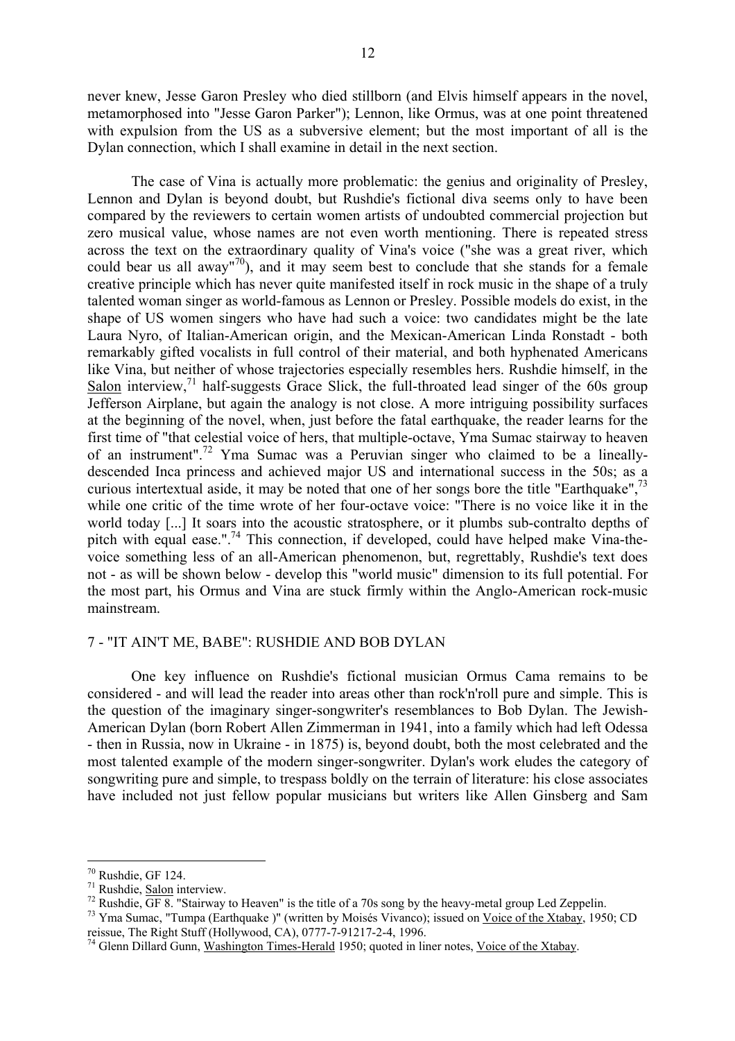never knew, Jesse Garon Presley who died stillborn (and Elvis himself appears in the novel, metamorphosed into "Jesse Garon Parker"); Lennon, like Ormus, was at one point threatened with expulsion from the US as a subversive element; but the most important of all is the Dylan connection, which I shall examine in detail in the next section.

The case of Vina is actually more problematic: the genius and originality of Presley, Lennon and Dylan is beyond doubt, but Rushdie's fictional diva seems only to have been compared by the reviewers to certain women artists of undoubted commercial projection but zero musical value, whose names are not even worth mentioning. There is repeated stress across the text on the extraordinary quality of Vina's voice ("she was a great river, which could bear us all away"[70]), and it may seem best to conclude that she stands for a female creative principle which has never quite manifested itself in rock music in the shape of a truly talented woman singer as world-famous as Lennon or Presley. Possible models do exist, in the shape of US women singers who have had such a voice: two candidates might be the late Laura Nyro, of Italian-American origin, and the Mexican-American Linda Ronstadt - both remarkably gifted vocalists in full control of their material, and both hyphenated Americans like Vina, but neither of whose trajectories especially resembles hers. Rushdie himself, in the Salon interview,[71] half-suggests Grace Slick, the full-throated lead singer of the 60s group Jefferson Airplane, but again the analogy is not close. A more intriguing possibility surfaces at the beginning of the novel, when, just before the fatal earthquake, the reader learns for the first time of "that celestial voice of hers, that multiple-octave, Yma Sumac stairway to heaven of an instrument".[72] Yma Sumac was a Peruvian singer who claimed to be a lineally-descended Inca princess and achieved major US and international success in the 50s; as a curious intertextual aside, it may be noted that one of her songs bore the title "Earthquake",[73] while one critic of the time wrote of her four-octave voice: "There is no voice like it in the world today [...] It soars into the acoustic stratosphere, or it plumbs sub-contralto depths of pitch with equal ease.".[74] This connection, if developed, could have helped make Vina-the-voice something less of an all-American phenomenon, but, regrettably, Rushdie's text does not - as will be shown below - develop this "world music" dimension to its full potential. For the most part, his Ormus and Vina are stuck firmly within the Anglo-American rock-music mainstream.

## 7 - "IT AIN'T ME, BABE": RUSHDIE AND BOB DYLAN

One key influence on Rushdie's fictional musician Ormus Cama remains to be considered - and will lead the reader into areas other than rock'n'roll pure and simple. This is the question of the imaginary singer-songwriter's resemblances to Bob Dylan. The Jewish-American Dylan (born Robert Allen Zimmerman in 1941, into a family which had left Odessa - then in Russia, now in Ukraine - in 1875) is, beyond doubt, both the most celebrated and the most talented example of the modern singer-songwriter. Dylan's work eludes the category of songwriting pure and simple, to trespass boldly on the terrain of literature: his close associates have included not just fellow popular musicians but writers like Allen Ginsberg and Sam

---

[70] Rushdie, GF 124.

[71] Rushdie, Salon interview.

[72] Rushdie, GF 8. "Stairway to Heaven" is the title of a 70s song by the heavy-metal group Led Zeppelin.

[73] Yma Sumac, "Tumpa (Earthquake )" (written by Moisés Vivanco); issued on Voice of the Xtabay, 1950; CD reissue, The Right Stuff (Hollywood, CA), 0777-7-91217-2-4, 1996.

[74] Glenn Dillard Gunn, Washington Times-Herald 1950; quoted in liner notes, Voice of the Xtabay.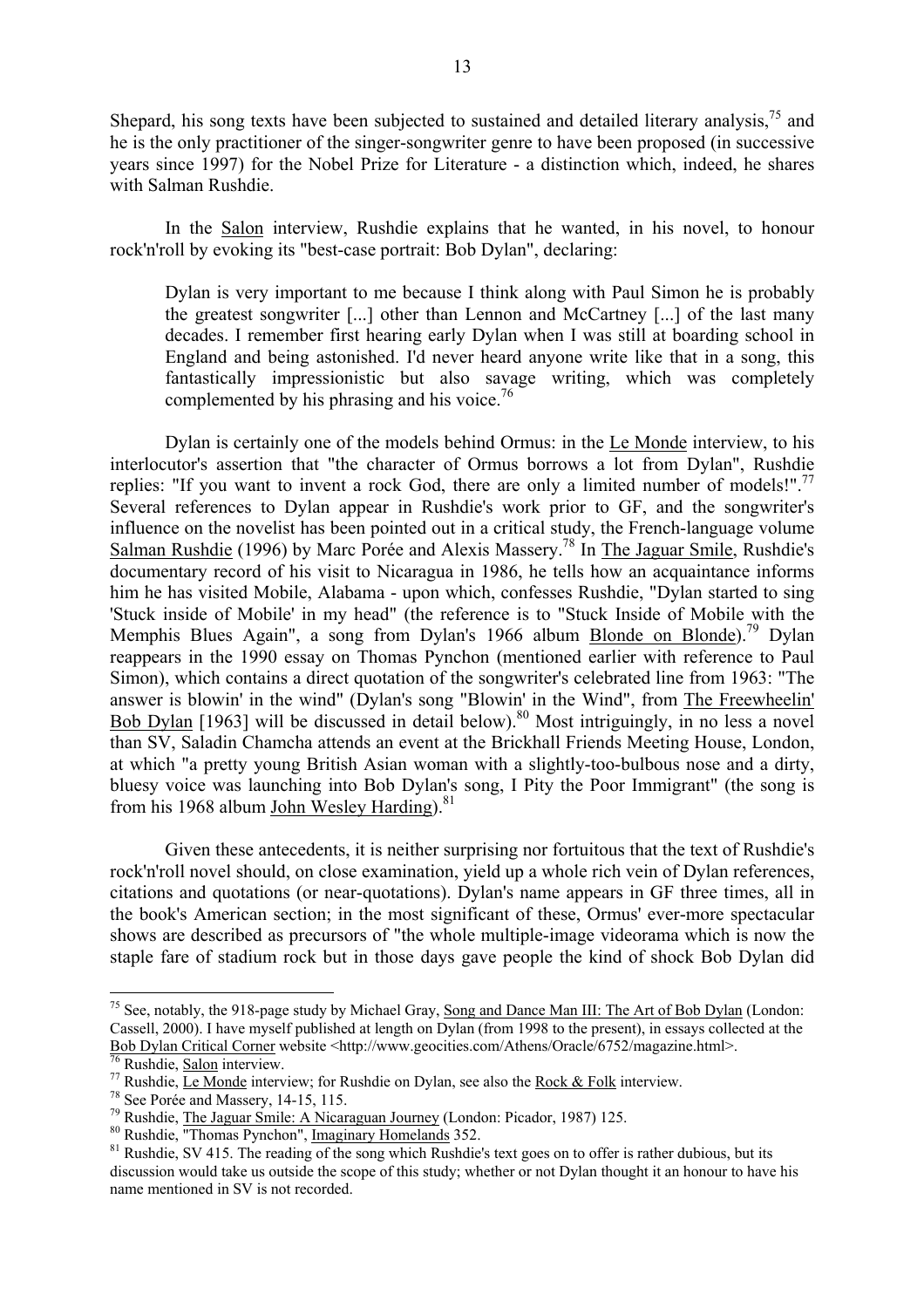Shepard, his song texts have been subjected to sustained and detailed literary analysis,[75] and he is the only practitioner of the singer-songwriter genre to have been proposed (in successive years since 1997) for the Nobel Prize for Literature - a distinction which, indeed, he shares with Salman Rushdie.

In the Salon interview, Rushdie explains that he wanted, in his novel, to honour rock'n'roll by evoking its "best-case portrait: Bob Dylan", declaring:

> Dylan is very important to me because I think along with Paul Simon he is probably the greatest songwriter [...] other than Lennon and McCartney [...] of the last many decades. I remember first hearing early Dylan when I was still at boarding school in England and being astonished. I'd never heard anyone write like that in a song, this fantastically impressionistic but also savage writing, which was completely complemented by his phrasing and his voice.[76]

Dylan is certainly one of the models behind Ormus: in the Le Monde interview, to his interlocutor's assertion that "the character of Ormus borrows a lot from Dylan", Rushdie replies: "If you want to invent a rock God, there are only a limited number of models!".[77] Several references to Dylan appear in Rushdie's work prior to GF, and the songwriter's influence on the novelist has been pointed out in a critical study, the French-language volume Salman Rushdie (1996) by Marc Porée and Alexis Massery.[78] In The Jaguar Smile, Rushdie's documentary record of his visit to Nicaragua in 1986, he tells how an acquaintance informs him he has visited Mobile, Alabama - upon which, confesses Rushdie, "Dylan started to sing 'Stuck inside of Mobile' in my head" (the reference is to "Stuck Inside of Mobile with the Memphis Blues Again", a song from Dylan's 1966 album Blonde on Blonde).[79] Dylan reappears in the 1990 essay on Thomas Pynchon (mentioned earlier with reference to Paul Simon), which contains a direct quotation of the songwriter's celebrated line from 1963: "The answer is blowin' in the wind" (Dylan's song "Blowin' in the Wind", from The Freewheelin' Bob Dylan [1963] will be discussed in detail below).[80] Most intriguingly, in no less a novel than SV, Saladin Chamcha attends an event at the Brickhall Friends Meeting House, London, at which "a pretty young British Asian woman with a slightly-too-bulbous nose and a dirty, bluesy voice was launching into Bob Dylan's song, I Pity the Poor Immigrant" (the song is from his 1968 album John Wesley Harding).[81]

Given these antecedents, it is neither surprising nor fortuitous that the text of Rushdie's rock'n'roll novel should, on close examination, yield up a whole rich vein of Dylan references, citations and quotations (or near-quotations). Dylan's name appears in GF three times, all in the book's American section; in the most significant of these, Ormus' ever-more spectacular shows are described as precursors of "the whole multiple-image videorama which is now the staple fare of stadium rock but in those days gave people the kind of shock Bob Dylan did

---

[75] See, notably, the 918-page study by Michael Gray, Song and Dance Man III: The Art of Bob Dylan (London: Cassell, 2000). I have myself published at length on Dylan (from 1998 to the present), in essays collected at the Bob Dylan Critical Corner website <http://www.geocities.com/Athens/Oracle/6752/magazine.html>.

[76] Rushdie, Salon interview.

[77] Rushdie, Le Monde interview; for Rushdie on Dylan, see also the Rock & Folk interview.

[78] See Porée and Massery, 14-15, 115.

[79] Rushdie, The Jaguar Smile: A Nicaraguan Journey (London: Picador, 1987) 125.

[80] Rushdie, "Thomas Pynchon", Imaginary Homelands 352.

[81] Rushdie, SV 415. The reading of the song which Rushdie's text goes on to offer is rather dubious, but its discussion would take us outside the scope of this study; whether or not Dylan thought it an honour to have his name mentioned in SV is not recorded.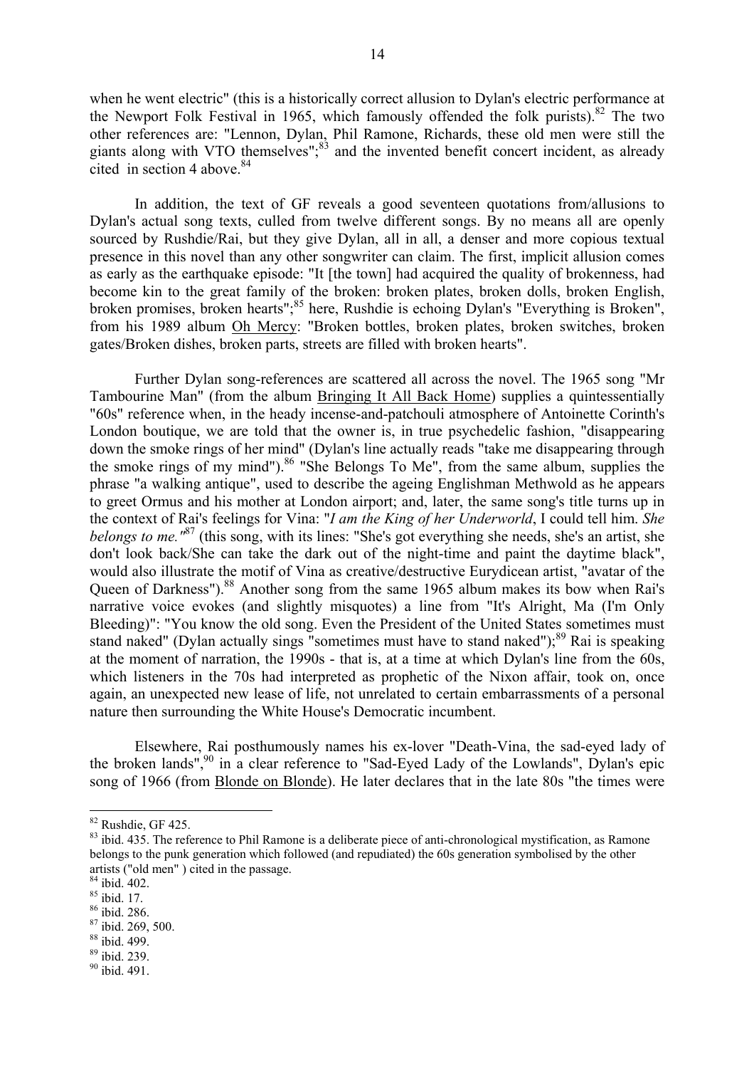when he went electric" (this is a historically correct allusion to Dylan's electric performance at the Newport Folk Festival in 1965, which famously offended the folk purists).[82] The two other references are: "Lennon, Dylan, Phil Ramone, Richards, these old men were still the giants along with VTO themselves";[83] and the invented benefit concert incident, as already cited in section 4 above.[84]

In addition, the text of GF reveals a good seventeen quotations from/allusions to Dylan's actual song texts, culled from twelve different songs. By no means all are openly sourced by Rushdie/Rai, but they give Dylan, all in all, a denser and more copious textual presence in this novel than any other songwriter can claim. The first, implicit allusion comes as early as the earthquake episode: "It [the town] had acquired the quality of brokenness, had become kin to the great family of the broken: broken plates, broken dolls, broken English, broken promises, broken hearts";[85] here, Rushdie is echoing Dylan's "Everything is Broken", from his 1989 album Oh Mercy: "Broken bottles, broken plates, broken switches, broken gates/Broken dishes, broken parts, streets are filled with broken hearts".

Further Dylan song-references are scattered all across the novel. The 1965 song "Mr Tambourine Man" (from the album Bringing It All Back Home) supplies a quintessentially "60s" reference when, in the heady incense-and-patchouli atmosphere of Antoinette Corinth's London boutique, we are told that the owner is, in true psychedelic fashion, "disappearing down the smoke rings of her mind" (Dylan's line actually reads "take me disappearing through the smoke rings of my mind").[86] "She Belongs To Me", from the same album, supplies the phrase "a walking antique", used to describe the ageing Englishman Methwold as he appears to greet Ormus and his mother at London airport; and, later, the same song's title turns up in the context of Rai's feelings for Vina: "*I am the King of her Underworld*, I could tell him. *She belongs to me.*"[87] (this song, with its lines: "She's got everything she needs, she's an artist, she don't look back/She can take the dark out of the night-time and paint the daytime black", would also illustrate the motif of Vina as creative/destructive Eurydicean artist, "avatar of the Queen of Darkness").[88] Another song from the same 1965 album makes its bow when Rai's narrative voice evokes (and slightly misquotes) a line from "It's Alright, Ma (I'm Only Bleeding)": "You know the old song. Even the President of the United States sometimes must stand naked" (Dylan actually sings "sometimes must have to stand naked");[89] Rai is speaking at the moment of narration, the 1990s - that is, at a time at which Dylan's line from the 60s, which listeners in the 70s had interpreted as prophetic of the Nixon affair, took on, once again, an unexpected new lease of life, not unrelated to certain embarrassments of a personal nature then surrounding the White House's Democratic incumbent.

Elsewhere, Rai posthumously names his ex-lover "Death-Vina, the sad-eyed lady of the broken lands",[90] in a clear reference to "Sad-Eyed Lady of the Lowlands", Dylan's epic song of 1966 (from Blonde on Blonde). He later declares that in the late 80s "the times were

---

[82] Rushdie, GF 425.
[83] ibid. 435. The reference to Phil Ramone is a deliberate piece of anti-chronological mystification, as Ramone belongs to the punk generation which followed (and repudiated) the 60s generation symbolised by the other artists ("old men" ) cited in the passage.
[84] ibid. 402.
[85] ibid. 17.
[86] ibid. 286.
[87] ibid. 269, 500.
[88] ibid. 499.
[89] ibid. 239.
[90] ibid. 491.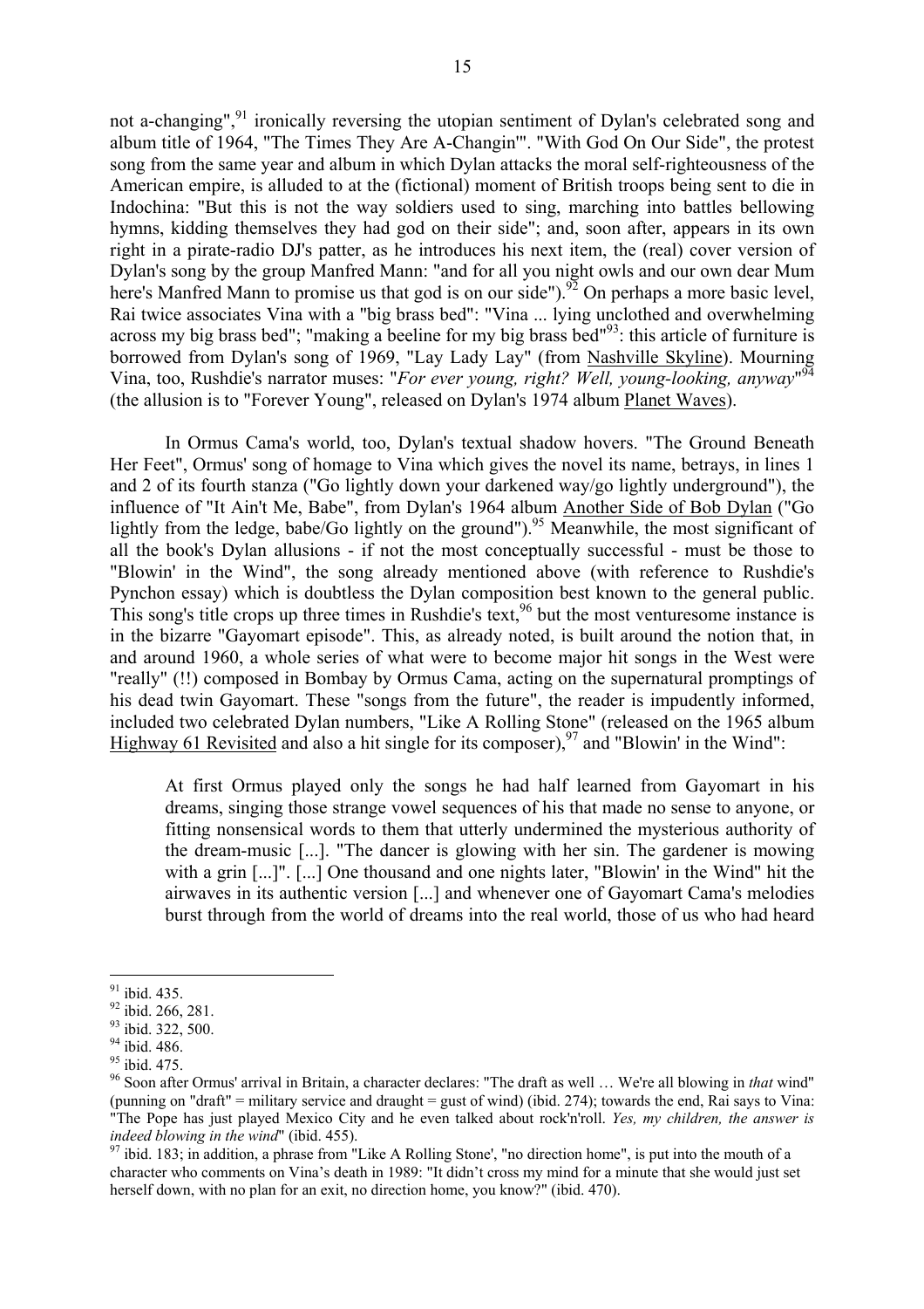not a-changing",[91] ironically reversing the utopian sentiment of Dylan's celebrated song and album title of 1964, "The Times They Are A-Changin'". "With God On Our Side", the protest song from the same year and album in which Dylan attacks the moral self-righteousness of the American empire, is alluded to at the (fictional) moment of British troops being sent to die in Indochina: "But this is not the way soldiers used to sing, marching into battles bellowing hymns, kidding themselves they had god on their side"; and, soon after, appears in its own right in a pirate-radio DJ's patter, as he introduces his next item, the (real) cover version of Dylan's song by the group Manfred Mann: "and for all you night owls and our own dear Mum here's Manfred Mann to promise us that god is on our side").[92] On perhaps a more basic level, Rai twice associates Vina with a "big brass bed": "Vina ... lying unclothed and overwhelming across my big brass bed"; "making a beeline for my big brass bed"[93]: this article of furniture is borrowed from Dylan's song of 1969, "Lay Lady Lay" (from Nashville Skyline). Mourning Vina, too, Rushdie's narrator muses: "*For ever young, right? Well, young-looking, anyway*"[94] (the allusion is to "Forever Young", released on Dylan's 1974 album Planet Waves).

In Ormus Cama's world, too, Dylan's textual shadow hovers. "The Ground Beneath Her Feet", Ormus' song of homage to Vina which gives the novel its name, betrays, in lines 1 and 2 of its fourth stanza ("Go lightly down your darkened way/go lightly underground"), the influence of "It Ain't Me, Babe", from Dylan's 1964 album Another Side of Bob Dylan ("Go lightly from the ledge, babe/Go lightly on the ground").[95] Meanwhile, the most significant of all the book's Dylan allusions - if not the most conceptually successful - must be those to "Blowin' in the Wind", the song already mentioned above (with reference to Rushdie's Pynchon essay) which is doubtless the Dylan composition best known to the general public. This song's title crops up three times in Rushdie's text,[96] but the most venturesome instance is in the bizarre "Gayomart episode". This, as already noted, is built around the notion that, in and around 1960, a whole series of what were to become major hit songs in the West were "really" (!!) composed in Bombay by Ormus Cama, acting on the supernatural promptings of his dead twin Gayomart. These "songs from the future", the reader is impudently informed, included two celebrated Dylan numbers, "Like A Rolling Stone" (released on the 1965 album Highway 61 Revisited and also a hit single for its composer),[97] and "Blowin' in the Wind":

> At first Ormus played only the songs he had half learned from Gayomart in his dreams, singing those strange vowel sequences of his that made no sense to anyone, or fitting nonsensical words to them that utterly undermined the mysterious authority of the dream-music [...]. "The dancer is glowing with her sin. The gardener is mowing with a grin [...]". [...] One thousand and one nights later, "Blowin' in the Wind" hit the airwaves in its authentic version [...] and whenever one of Gayomart Cama's melodies burst through from the world of dreams into the real world, those of us who had heard

---

[91] ibid. 435.

[92] ibid. 266, 281.

[93] ibid. 322, 500.

[94] ibid. 486.

[95] ibid. 475.

[96] Soon after Ormus' arrival in Britain, a character declares: "The draft as well … We're all blowing in *that* wind" (punning on "draft" = military service and draught = gust of wind) (ibid. 274); towards the end, Rai says to Vina: "The Pope has just played Mexico City and he even talked about rock'n'roll. *Yes, my children, the answer is indeed blowing in the wind*" (ibid. 455).

[97] ibid. 183; in addition, a phrase from "Like A Rolling Stone', "no direction home", is put into the mouth of a character who comments on Vina's death in 1989: "It didn't cross my mind for a minute that she would just set herself down, with no plan for an exit, no direction home, you know?" (ibid. 470).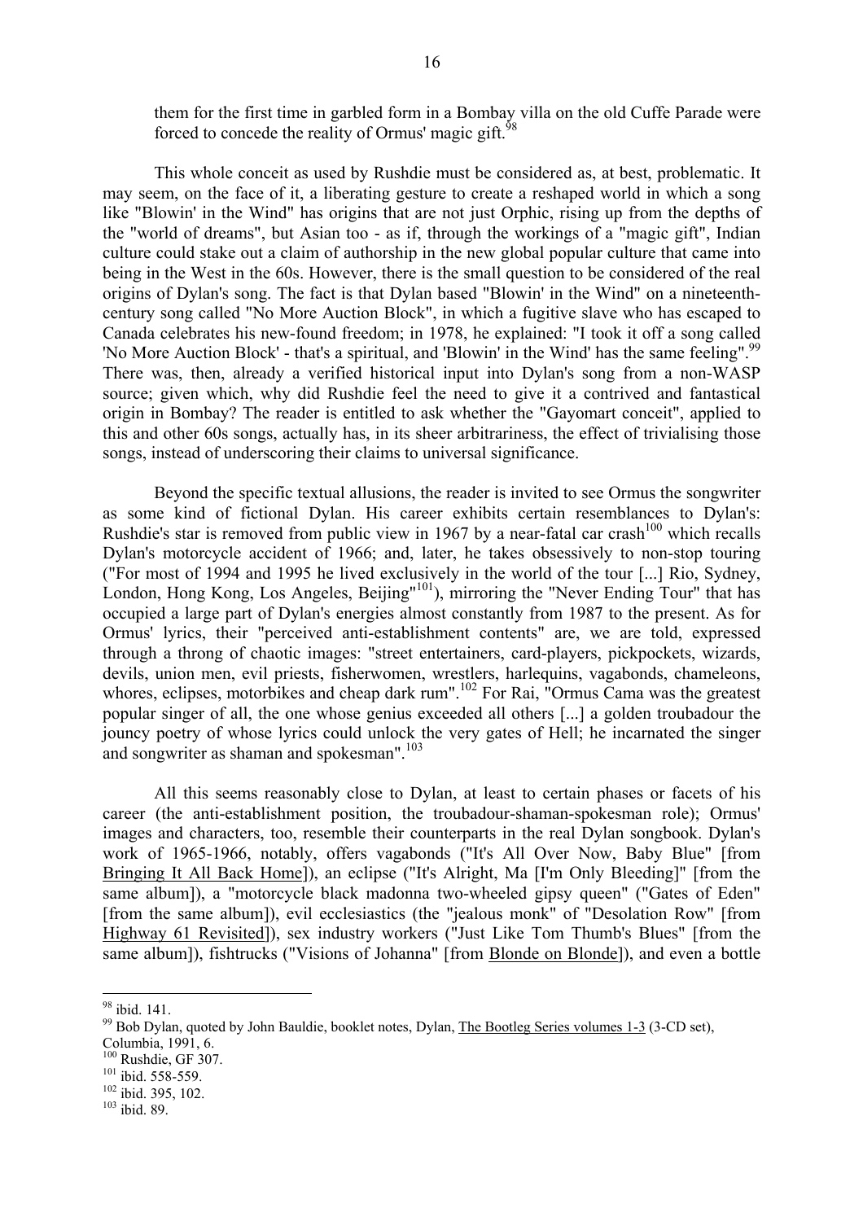them for the first time in garbled form in a Bombay villa on the old Cuffe Parade were forced to concede the reality of Ormus' magic gift.[98]

This whole conceit as used by Rushdie must be considered as, at best, problematic. It may seem, on the face of it, a liberating gesture to create a reshaped world in which a song like "Blowin' in the Wind" has origins that are not just Orphic, rising up from the depths of the "world of dreams", but Asian too - as if, through the workings of a "magic gift", Indian culture could stake out a claim of authorship in the new global popular culture that came into being in the West in the 60s. However, there is the small question to be considered of the real origins of Dylan's song. The fact is that Dylan based "Blowin' in the Wind" on a nineteenth-century song called "No More Auction Block", in which a fugitive slave who has escaped to Canada celebrates his new-found freedom; in 1978, he explained: "I took it off a song called 'No More Auction Block' - that's a spiritual, and 'Blowin' in the Wind' has the same feeling".[99] There was, then, already a verified historical input into Dylan's song from a non-WASP source; given which, why did Rushdie feel the need to give it a contrived and fantastical origin in Bombay? The reader is entitled to ask whether the "Gayomart conceit", applied to this and other 60s songs, actually has, in its sheer arbitrariness, the effect of trivialising those songs, instead of underscoring their claims to universal significance.

Beyond the specific textual allusions, the reader is invited to see Ormus the songwriter as some kind of fictional Dylan. His career exhibits certain resemblances to Dylan's: Rushdie's star is removed from public view in 1967 by a near-fatal car crash[100] which recalls Dylan's motorcycle accident of 1966; and, later, he takes obsessively to non-stop touring ("For most of 1994 and 1995 he lived exclusively in the world of the tour [...] Rio, Sydney, London, Hong Kong, Los Angeles, Beijing"[101]), mirroring the "Never Ending Tour" that has occupied a large part of Dylan's energies almost constantly from 1987 to the present. As for Ormus' lyrics, their "perceived anti-establishment contents" are, we are told, expressed through a throng of chaotic images: "street entertainers, card-players, pickpockets, wizards, devils, union men, evil priests, fisherwomen, wrestlers, harlequins, vagabonds, chameleons, whores, eclipses, motorbikes and cheap dark rum".[102] For Rai, "Ormus Cama was the greatest popular singer of all, the one whose genius exceeded all others [...] a golden troubadour the jouncy poetry of whose lyrics could unlock the very gates of Hell; he incarnated the singer and songwriter as shaman and spokesman".[103]

All this seems reasonably close to Dylan, at least to certain phases or facets of his career (the anti-establishment position, the troubadour-shaman-spokesman role); Ormus' images and characters, too, resemble their counterparts in the real Dylan songbook. Dylan's work of 1965-1966, notably, offers vagabonds ("It's All Over Now, Baby Blue" [from Bringing It All Back Home]), an eclipse ("It's Alright, Ma [I'm Only Bleeding]" [from the same album]), a "motorcycle black madonna two-wheeled gipsy queen" ("Gates of Eden" [from the same album]), evil ecclesiastics (the "jealous monk" of "Desolation Row" [from Highway 61 Revisited]), sex industry workers ("Just Like Tom Thumb's Blues" [from the same album]), fishtrucks ("Visions of Johanna" [from Blonde on Blonde]), and even a bottle

---

[98] ibid. 141.

[99] Bob Dylan, quoted by John Bauldie, booklet notes, Dylan, The Bootleg Series volumes 1-3 (3-CD set), Columbia, 1991, 6.

[100] Rushdie, GF 307.

[101] ibid. 558-559.

[102] ibid. 395, 102.

[103] ibid. 89.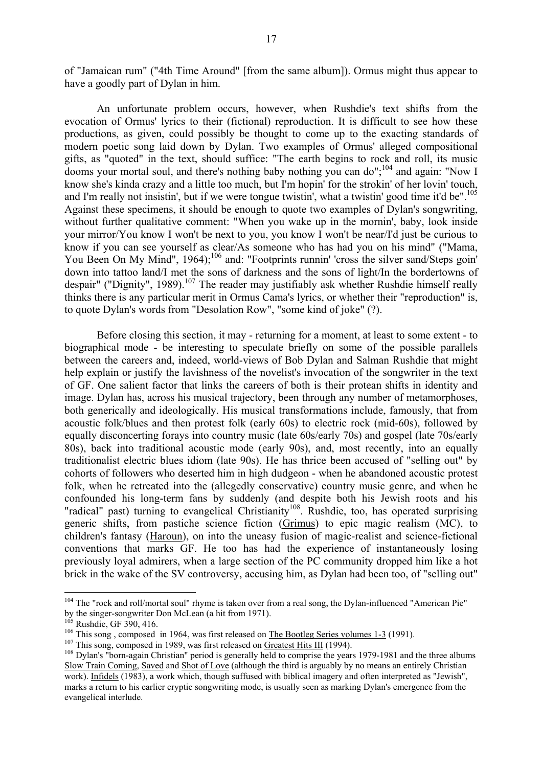of "Jamaican rum" ("4th Time Around" [from the same album]). Ormus might thus appear to have a goodly part of Dylan in him.

An unfortunate problem occurs, however, when Rushdie's text shifts from the evocation of Ormus' lyrics to their (fictional) reproduction. It is difficult to see how these productions, as given, could possibly be thought to come up to the exacting standards of modern poetic song laid down by Dylan. Two examples of Ormus' alleged compositional gifts, as "quoted" in the text, should suffice: "The earth begins to rock and roll, its music dooms your mortal soul, and there's nothing baby nothing you can do";[104] and again: "Now I know she's kinda crazy and a little too much, but I'm hopin' for the strokin' of her lovin' touch, and I'm really not insistin', but if we were tongue twistin', what a twistin' good time it'd be".[105] Against these specimens, it should be enough to quote two examples of Dylan's songwriting, without further qualitative comment: "When you wake up in the mornin', baby, look inside your mirror/You know I won't be next to you, you know I won't be near/I'd just be curious to know if you can see yourself as clear/As someone who has had you on his mind" ("Mama, You Been On My Mind", 1964);[106] and: "Footprints runnin' 'cross the silver sand/Steps goin' down into tattoo land/I met the sons of darkness and the sons of light/In the bordertowns of despair" ("Dignity", 1989).[107] The reader may justifiably ask whether Rushdie himself really thinks there is any particular merit in Ormus Cama's lyrics, or whether their "reproduction" is, to quote Dylan's words from "Desolation Row", "some kind of joke" (?).

Before closing this section, it may - returning for a moment, at least to some extent - to biographical mode - be interesting to speculate briefly on some of the possible parallels between the careers and, indeed, world-views of Bob Dylan and Salman Rushdie that might help explain or justify the lavishness of the novelist's invocation of the songwriter in the text of GF. One salient factor that links the careers of both is their protean shifts in identity and image. Dylan has, across his musical trajectory, been through any number of metamorphoses, both generically and ideologically. His musical transformations include, famously, that from acoustic folk/blues and then protest folk (early 60s) to electric rock (mid-60s), followed by equally disconcerting forays into country music (late 60s/early 70s) and gospel (late 70s/early 80s), back into traditional acoustic mode (early 90s), and, most recently, into an equally traditionalist electric blues idiom (late 90s). He has thrice been accused of "selling out" by cohorts of followers who deserted him in high dudgeon - when he abandoned acoustic protest folk, when he retreated into the (allegedly conservative) country music genre, and when he confounded his long-term fans by suddenly (and despite both his Jewish roots and his "radical" past) turning to evangelical Christianity[108]. Rushdie, too, has operated surprising generic shifts, from pastiche science fiction (Grimus) to epic magic realism (MC), to children's fantasy (Haroun), on into the uneasy fusion of magic-realist and science-fictional conventions that marks GF. He too has had the experience of instantaneously losing previously loyal admirers, when a large section of the PC community dropped him like a hot brick in the wake of the SV controversy, accusing him, as Dylan had been too, of "selling out"

---

[104] The "rock and roll/mortal soul" rhyme is taken over from a real song, the Dylan-influenced "American Pie" by the singer-songwriter Don McLean (a hit from 1971).

[105] Rushdie, GF 390, 416.

[106] This song , composed in 1964, was first released on The Bootleg Series volumes 1-3 (1991).

[107] This song, composed in 1989, was first released on Greatest Hits III (1994).

[108] Dylan's "born-again Christian" period is generally held to comprise the years 1979-1981 and the three albums Slow Train Coming, Saved and Shot of Love (although the third is arguably by no means an entirely Christian work). Infidels (1983), a work which, though suffused with biblical imagery and often interpreted as "Jewish", marks a return to his earlier cryptic songwriting mode, is usually seen as marking Dylan's emergence from the evangelical interlude.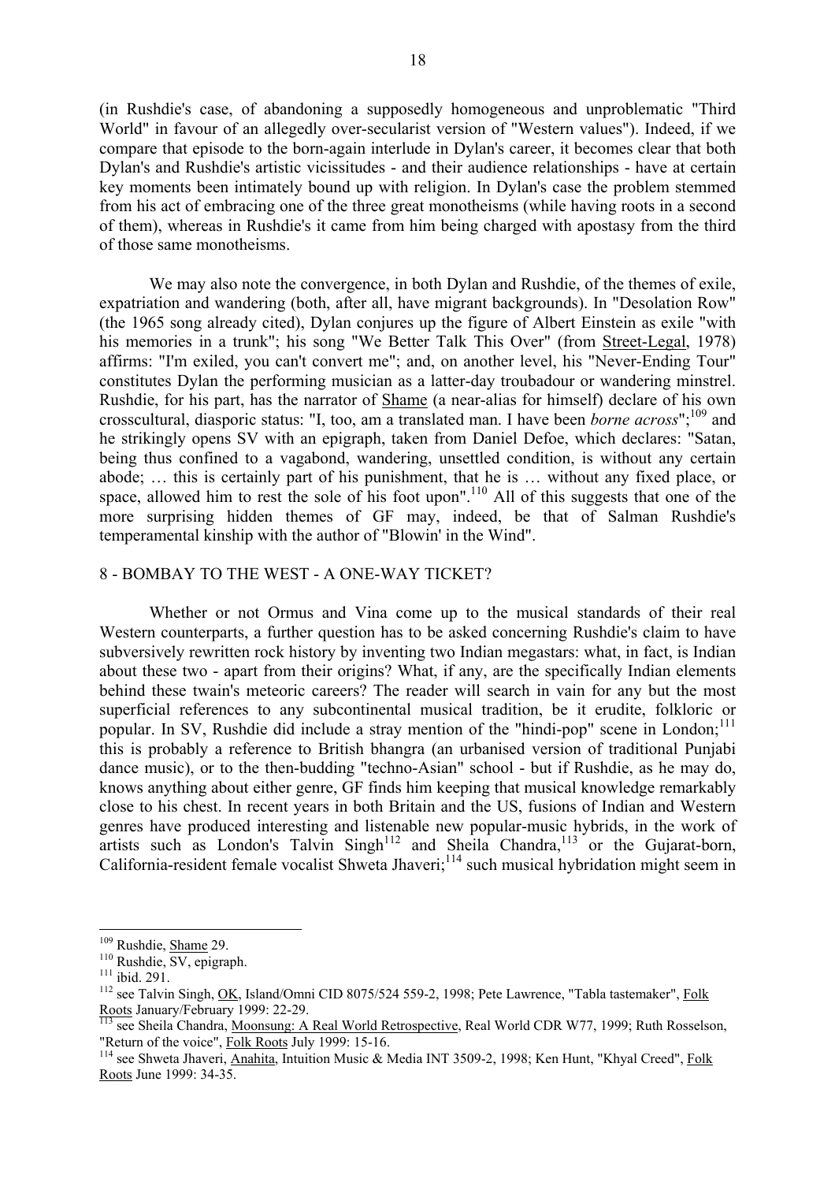(in Rushdie's case, of abandoning a supposedly homogeneous and unproblematic "Third World" in favour of an allegedly over-secularist version of "Western values"). Indeed, if we compare that episode to the born-again interlude in Dylan's career, it becomes clear that both Dylan's and Rushdie's artistic vicissitudes - and their audience relationships - have at certain key moments been intimately bound up with religion. In Dylan's case the problem stemmed from his act of embracing one of the three great monotheisms (while having roots in a second of them), whereas in Rushdie's it came from him being charged with apostasy from the third of those same monotheisms.

We may also note the convergence, in both Dylan and Rushdie, of the themes of exile, expatriation and wandering (both, after all, have migrant backgrounds). In "Desolation Row" (the 1965 song already cited), Dylan conjures up the figure of Albert Einstein as exile "with his memories in a trunk"; his song "We Better Talk This Over" (from Street-Legal, 1978) affirms: "I'm exiled, you can't convert me"; and, on another level, his "Never-Ending Tour" constitutes Dylan the performing musician as a latter-day troubadour or wandering minstrel. Rushdie, for his part, has the narrator of Shame (a near-alias for himself) declare of his own crosscultural, diasporic status: "I, too, am a translated man. I have been *borne across*";[109] and he strikingly opens SV with an epigraph, taken from Daniel Defoe, which declares: "Satan, being thus confined to a vagabond, wandering, unsettled condition, is without any certain abode; … this is certainly part of his punishment, that he is … without any fixed place, or space, allowed him to rest the sole of his foot upon".[110] All of this suggests that one of the more surprising hidden themes of GF may, indeed, be that of Salman Rushdie's temperamental kinship with the author of "Blowin' in the Wind".

## 8 - BOMBAY TO THE WEST - A ONE-WAY TICKET?

Whether or not Ormus and Vina come up to the musical standards of their real Western counterparts, a further question has to be asked concerning Rushdie's claim to have subversively rewritten rock history by inventing two Indian megastars: what, in fact, is Indian about these two - apart from their origins? What, if any, are the specifically Indian elements behind these twain's meteoric careers? The reader will search in vain for any but the most superficial references to any subcontinental musical tradition, be it erudite, folkloric or popular. In SV, Rushdie did include a stray mention of the "hindi-pop" scene in London;[111] this is probably a reference to British bhangra (an urbanised version of traditional Punjabi dance music), or to the then-budding "techno-Asian" school - but if Rushdie, as he may do, knows anything about either genre, GF finds him keeping that musical knowledge remarkably close to his chest. In recent years in both Britain and the US, fusions of Indian and Western genres have produced interesting and listenable new popular-music hybrids, in the work of artists such as London's Talvin Singh[112] and Sheila Chandra,[113] or the Gujarat-born, California-resident female vocalist Shweta Jhaveri;[114] such musical hybridation might seem in

---

[109] Rushdie, Shame 29.

[110] Rushdie, SV, epigraph.

[111] ibid. 291.

[112] see Talvin Singh, OK, Island/Omni CID 8075/524 559-2, 1998; Pete Lawrence, "Tabla tastemaker", Folk Roots January/February 1999: 22-29.

[113] see Sheila Chandra, Moonsung: A Real World Retrospective, Real World CDR W77, 1999; Ruth Rosselson, "Return of the voice", Folk Roots July 1999: 15-16.

[114] see Shweta Jhaveri, Anahita, Intuition Music & Media INT 3509-2, 1998; Ken Hunt, "Khyal Creed", Folk Roots June 1999: 34-35.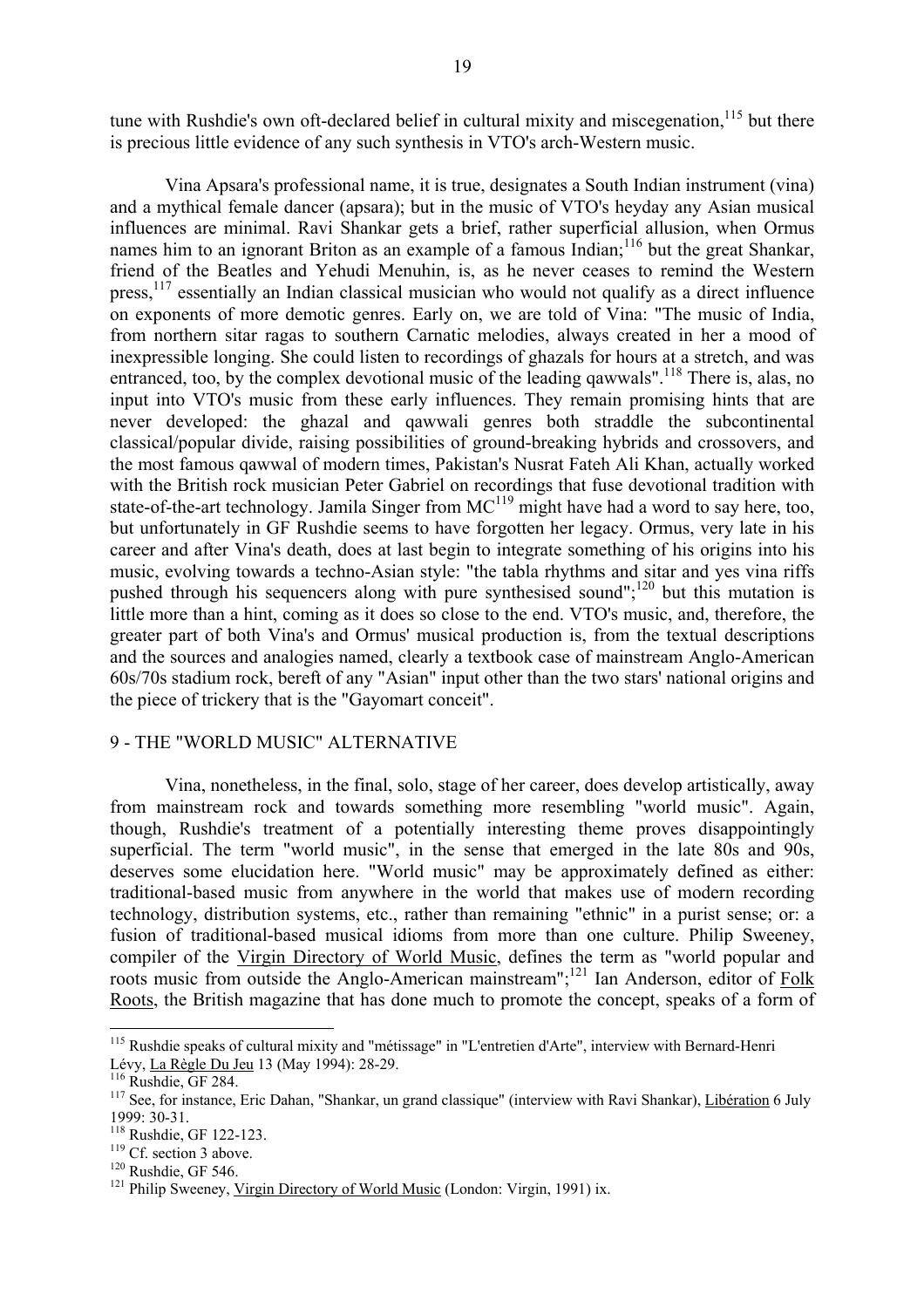tune with Rushdie's own oft-declared belief in cultural mixity and miscegenation,[115] but there is precious little evidence of any such synthesis in VTO's arch-Western music.

Vina Apsara's professional name, it is true, designates a South Indian instrument (vina) and a mythical female dancer (apsara); but in the music of VTO's heyday any Asian musical influences are minimal. Ravi Shankar gets a brief, rather superficial allusion, when Ormus names him to an ignorant Briton as an example of a famous Indian;[116] but the great Shankar, friend of the Beatles and Yehudi Menuhin, is, as he never ceases to remind the Western press,[117] essentially an Indian classical musician who would not qualify as a direct influence on exponents of more demotic genres. Early on, we are told of Vina: "The music of India, from northern sitar ragas to southern Carnatic melodies, always created in her a mood of inexpressible longing. She could listen to recordings of ghazals for hours at a stretch, and was entranced, too, by the complex devotional music of the leading qawwals".[118] There is, alas, no input into VTO's music from these early influences. They remain promising hints that are never developed: the ghazal and qawwali genres both straddle the subcontinental classical/popular divide, raising possibilities of ground-breaking hybrids and crossovers, and the most famous qawwal of modern times, Pakistan's Nusrat Fateh Ali Khan, actually worked with the British rock musician Peter Gabriel on recordings that fuse devotional tradition with state-of-the-art technology. Jamila Singer from MC[119] might have had a word to say here, too, but unfortunately in GF Rushdie seems to have forgotten her legacy. Ormus, very late in his career and after Vina's death, does at last begin to integrate something of his origins into his music, evolving towards a techno-Asian style: "the tabla rhythms and sitar and yes vina riffs pushed through his sequencers along with pure synthesised sound";[120] but this mutation is little more than a hint, coming as it does so close to the end. VTO's music, and, therefore, the greater part of both Vina's and Ormus' musical production is, from the textual descriptions and the sources and analogies named, clearly a textbook case of mainstream Anglo-American 60s/70s stadium rock, bereft of any "Asian" input other than the two stars' national origins and the piece of trickery that is the "Gayomart conceit".

## 9 - THE "WORLD MUSIC" ALTERNATIVE

Vina, nonetheless, in the final, solo, stage of her career, does develop artistically, away from mainstream rock and towards something more resembling "world music". Again, though, Rushdie's treatment of a potentially interesting theme proves disappointingly superficial. The term "world music", in the sense that emerged in the late 80s and 90s, deserves some elucidation here. "World music" may be approximately defined as either: traditional-based music from anywhere in the world that makes use of modern recording technology, distribution systems, etc., rather than remaining "ethnic" in a purist sense; or: a fusion of traditional-based musical idioms from more than one culture. Philip Sweeney, compiler of the Virgin Directory of World Music, defines the term as "world popular and roots music from outside the Anglo-American mainstream";[121] Ian Anderson, editor of Folk Roots, the British magazine that has done much to promote the concept, speaks of a form of

---

[115] Rushdie speaks of cultural mixity and "métissage" in "L'entretien d'Arte", interview with Bernard-Henri Lévy, La Règle Du Jeu 13 (May 1994): 28-29.

[116] Rushdie, GF 284.

[117] See, for instance, Eric Dahan, "Shankar, un grand classique" (interview with Ravi Shankar), Libération 6 July 1999: 30-31.

[118] Rushdie, GF 122-123.

[119] Cf. section 3 above.

[120] Rushdie, GF 546.

[121] Philip Sweeney, Virgin Directory of World Music (London: Virgin, 1991) ix.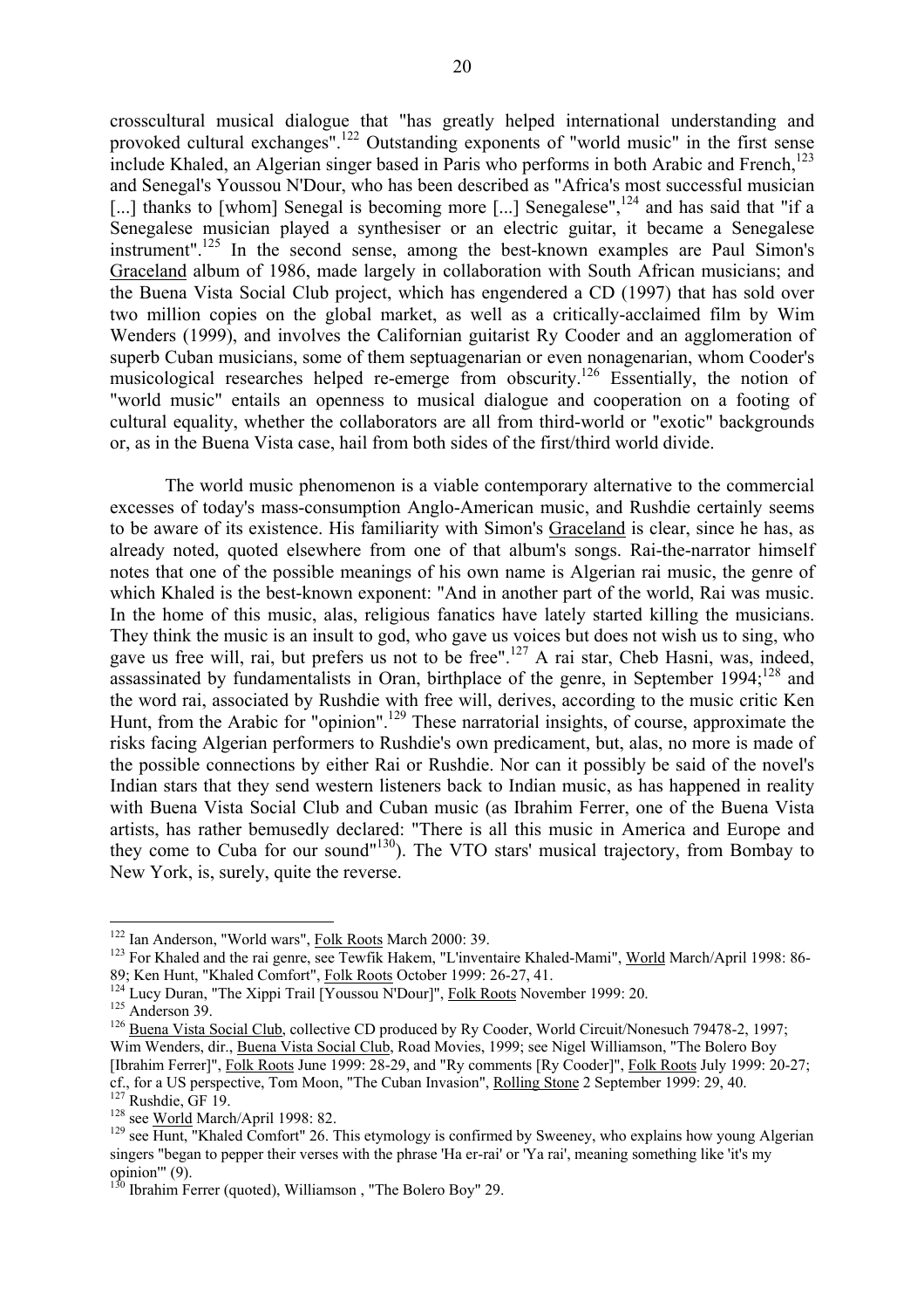crosscultural musical dialogue that "has greatly helped international understanding and provoked cultural exchanges".[122] Outstanding exponents of "world music" in the first sense include Khaled, an Algerian singer based in Paris who performs in both Arabic and French,[123] and Senegal's Youssou N'Dour, who has been described as "Africa's most successful musician [...] thanks to [whom] Senegal is becoming more [...] Senegalese",[124] and has said that "if a Senegalese musician played a synthesiser or an electric guitar, it became a Senegalese instrument".[125] In the second sense, among the best-known examples are Paul Simon's Graceland album of 1986, made largely in collaboration with South African musicians; and the Buena Vista Social Club project, which has engendered a CD (1997) that has sold over two million copies on the global market, as well as a critically-acclaimed film by Wim Wenders (1999), and involves the Californian guitarist Ry Cooder and an agglomeration of superb Cuban musicians, some of them septuagenarian or even nonagenarian, whom Cooder's musicological researches helped re-emerge from obscurity.[126] Essentially, the notion of "world music" entails an openness to musical dialogue and cooperation on a footing of cultural equality, whether the collaborators are all from third-world or "exotic" backgrounds or, as in the Buena Vista case, hail from both sides of the first/third world divide.

The world music phenomenon is a viable contemporary alternative to the commercial excesses of today's mass-consumption Anglo-American music, and Rushdie certainly seems to be aware of its existence. His familiarity with Simon's Graceland is clear, since he has, as already noted, quoted elsewhere from one of that album's songs. Rai-the-narrator himself notes that one of the possible meanings of his own name is Algerian rai music, the genre of which Khaled is the best-known exponent: "And in another part of the world, Rai was music. In the home of this music, alas, religious fanatics have lately started killing the musicians. They think the music is an insult to god, who gave us voices but does not wish us to sing, who gave us free will, rai, but prefers us not to be free".[127] A rai star, Cheb Hasni, was, indeed, assassinated by fundamentalists in Oran, birthplace of the genre, in September 1994;[128] and the word rai, associated by Rushdie with free will, derives, according to the music critic Ken Hunt, from the Arabic for "opinion".[129] These narratorial insights, of course, approximate the risks facing Algerian performers to Rushdie's own predicament, but, alas, no more is made of the possible connections by either Rai or Rushdie. Nor can it possibly be said of the novel's Indian stars that they send western listeners back to Indian music, as has happened in reality with Buena Vista Social Club and Cuban music (as Ibrahim Ferrer, one of the Buena Vista artists, has rather bemusedly declared: "There is all this music in America and Europe and they come to Cuba for our sound"[130]). The VTO stars' musical trajectory, from Bombay to New York, is, surely, quite the reverse.

---

[122] Ian Anderson, "World wars", Folk Roots March 2000: 39.

[123] For Khaled and the rai genre, see Tewfik Hakem, "L'inventaire Khaled-Mami", World March/April 1998: 86-89; Ken Hunt, "Khaled Comfort", Folk Roots October 1999: 26-27, 41.

[124] Lucy Duran, "The Xippi Trail [Youssou N'Dour]", Folk Roots November 1999: 20.

[125] Anderson 39.

[126] Buena Vista Social Club, collective CD produced by Ry Cooder, World Circuit/Nonesuch 79478-2, 1997; Wim Wenders, dir., Buena Vista Social Club, Road Movies, 1999; see Nigel Williamson, "The Bolero Boy [Ibrahim Ferrer]", Folk Roots June 1999: 28-29, and "Ry comments [Ry Cooder]", Folk Roots July 1999: 20-27; cf., for a US perspective, Tom Moon, "The Cuban Invasion", Rolling Stone 2 September 1999: 29, 40.

[127] Rushdie, GF 19.

[128] see World March/April 1998: 82.

[129] see Hunt, "Khaled Comfort" 26. This etymology is confirmed by Sweeney, who explains how young Algerian singers "began to pepper their verses with the phrase 'Ha er-rai' or 'Ya rai', meaning something like 'it's my opinion'" (9).

[130] Ibrahim Ferrer (quoted), Williamson , "The Bolero Boy" 29.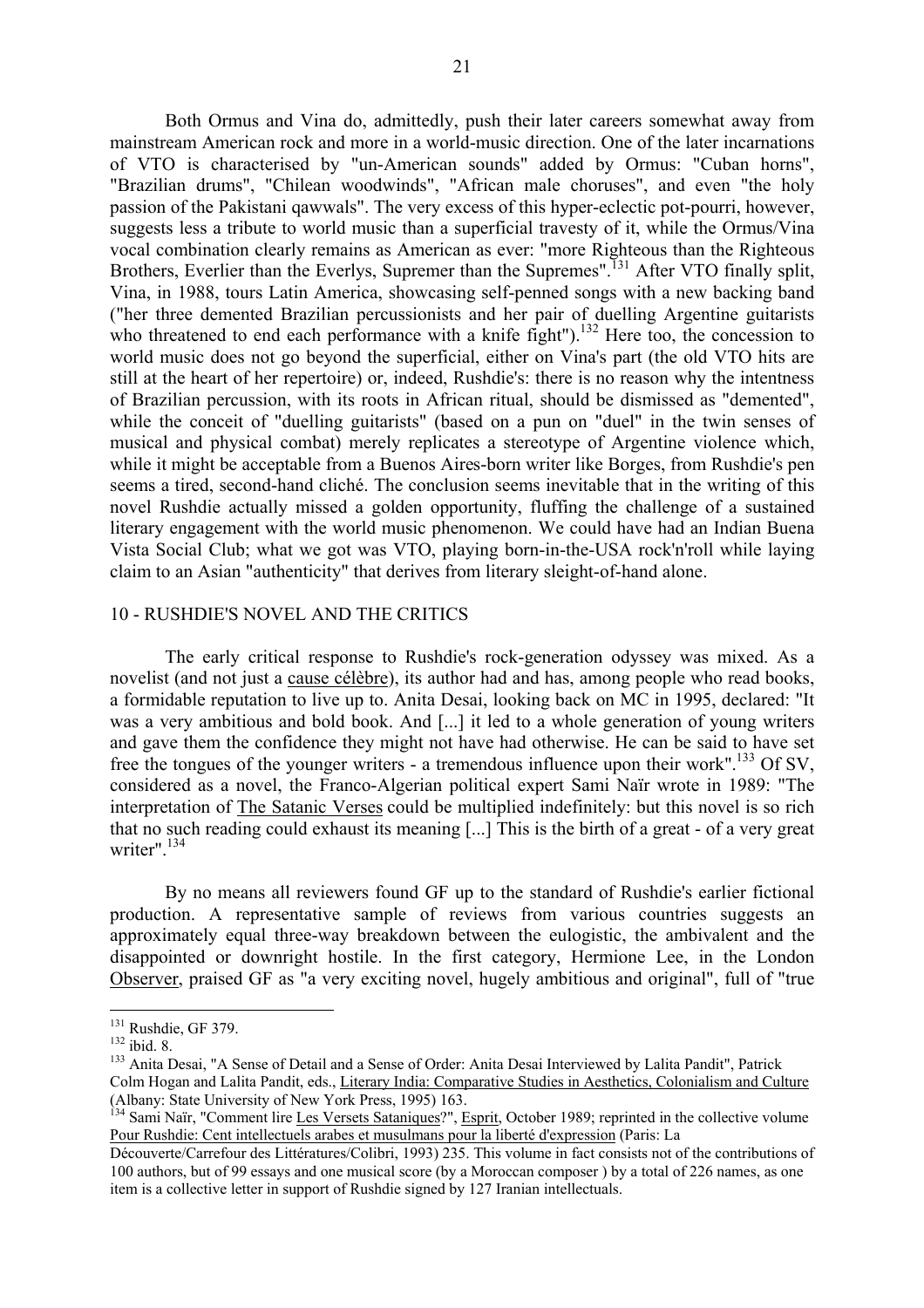Both Ormus and Vina do, admittedly, push their later careers somewhat away from mainstream American rock and more in a world-music direction. One of the later incarnations of VTO is characterised by "un-American sounds" added by Ormus: "Cuban horns", "Brazilian drums", "Chilean woodwinds", "African male choruses", and even "the holy passion of the Pakistani qawwals". The very excess of this hyper-eclectic pot-pourri, however, suggests less a tribute to world music than a superficial travesty of it, while the Ormus/Vina vocal combination clearly remains as American as ever: "more Righteous than the Righteous Brothers, Everlier than the Everlys, Supremer than the Supremes".[131] After VTO finally split, Vina, in 1988, tours Latin America, showcasing self-penned songs with a new backing band ("her three demented Brazilian percussionists and her pair of duelling Argentine guitarists who threatened to end each performance with a knife fight").[132] Here too, the concession to world music does not go beyond the superficial, either on Vina's part (the old VTO hits are still at the heart of her repertoire) or, indeed, Rushdie's: there is no reason why the intentness of Brazilian percussion, with its roots in African ritual, should be dismissed as "demented", while the conceit of "duelling guitarists" (based on a pun on "duel" in the twin senses of musical and physical combat) merely replicates a stereotype of Argentine violence which, while it might be acceptable from a Buenos Aires-born writer like Borges, from Rushdie's pen seems a tired, second-hand cliché. The conclusion seems inevitable that in the writing of this novel Rushdie actually missed a golden opportunity, fluffing the challenge of a sustained literary engagement with the world music phenomenon. We could have had an Indian Buena Vista Social Club; what we got was VTO, playing born-in-the-USA rock'n'roll while laying claim to an Asian "authenticity" that derives from literary sleight-of-hand alone.

## 10 - RUSHDIE'S NOVEL AND THE CRITICS

The early critical response to Rushdie's rock-generation odyssey was mixed. As a novelist (and not just a cause célèbre), its author had and has, among people who read books, a formidable reputation to live up to. Anita Desai, looking back on MC in 1995, declared: "It was a very ambitious and bold book. And [...] it led to a whole generation of young writers and gave them the confidence they might not have had otherwise. He can be said to have set free the tongues of the younger writers - a tremendous influence upon their work".[133] Of SV, considered as a novel, the Franco-Algerian political expert Sami Naïr wrote in 1989: "The interpretation of The Satanic Verses could be multiplied indefinitely: but this novel is so rich that no such reading could exhaust its meaning [...] This is the birth of a great - of a very great writer".[134]

By no means all reviewers found GF up to the standard of Rushdie's earlier fictional production. A representative sample of reviews from various countries suggests an approximately equal three-way breakdown between the eulogistic, the ambivalent and the disappointed or downright hostile. In the first category, Hermione Lee, in the London Observer, praised GF as "a very exciting novel, hugely ambitious and original", full of "true

---

[131] Rushdie, GF 379.

[132] ibid. 8.

[133] Anita Desai, "A Sense of Detail and a Sense of Order: Anita Desai Interviewed by Lalita Pandit", Patrick Colm Hogan and Lalita Pandit, eds., Literary India: Comparative Studies in Aesthetics, Colonialism and Culture (Albany: State University of New York Press, 1995) 163.

[134] Sami Naïr, "Comment lire Les Versets Sataniques?", Esprit, October 1989; reprinted in the collective volume Pour Rushdie: Cent intellectuels arabes et musulmans pour la liberté d'expression (Paris: La Découverte/Carrefour des Littératures/Colibri, 1993) 235. This volume in fact consists not of the contributions of 100 authors, but of 99 essays and one musical score (by a Moroccan composer ) by a total of 226 names, as one item is a collective letter in support of Rushdie signed by 127 Iranian intellectuals.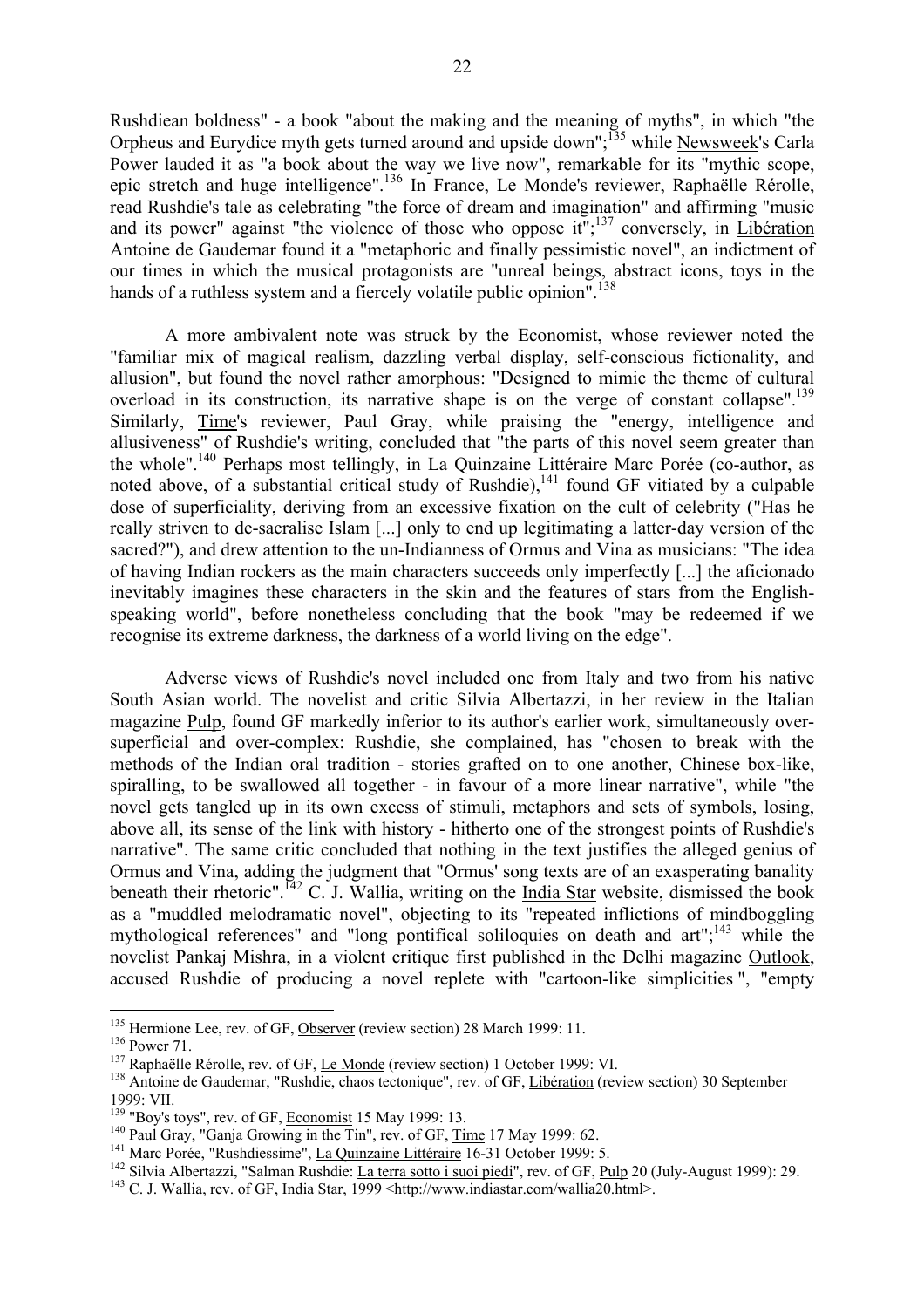Rushdiean boldness" - a book "about the making and the meaning of myths", in which "the Orpheus and Eurydice myth gets turned around and upside down";[135] while Newsweek's Carla Power lauded it as "a book about the way we live now", remarkable for its "mythic scope, epic stretch and huge intelligence".[136] In France, Le Monde's reviewer, Raphaëlle Rérolle, read Rushdie's tale as celebrating "the force of dream and imagination" and affirming "music and its power" against "the violence of those who oppose it";[137] conversely, in Libération Antoine de Gaudemar found it a "metaphoric and finally pessimistic novel", an indictment of our times in which the musical protagonists are "unreal beings, abstract icons, toys in the hands of a ruthless system and a fiercely volatile public opinion".[138]

A more ambivalent note was struck by the Economist, whose reviewer noted the "familiar mix of magical realism, dazzling verbal display, self-conscious fictionality, and allusion", but found the novel rather amorphous: "Designed to mimic the theme of cultural overload in its construction, its narrative shape is on the verge of constant collapse".[139] Similarly, Time's reviewer, Paul Gray, while praising the "energy, intelligence and allusiveness" of Rushdie's writing, concluded that "the parts of this novel seem greater than the whole".[140] Perhaps most tellingly, in La Quinzaine Littéraire Marc Porée (co-author, as noted above, of a substantial critical study of Rushdie),[141] found GF vitiated by a culpable dose of superficiality, deriving from an excessive fixation on the cult of celebrity ("Has he really striven to de-sacralise Islam [...] only to end up legitimating a latter-day version of the sacred?"), and drew attention to the un-Indianness of Ormus and Vina as musicians: "The idea of having Indian rockers as the main characters succeeds only imperfectly [...] the aficionado inevitably imagines these characters in the skin and the features of stars from the English-speaking world", before nonetheless concluding that the book "may be redeemed if we recognise its extreme darkness, the darkness of a world living on the edge".

Adverse views of Rushdie's novel included one from Italy and two from his native South Asian world. The novelist and critic Silvia Albertazzi, in her review in the Italian magazine Pulp, found GF markedly inferior to its author's earlier work, simultaneously over-superficial and over-complex: Rushdie, she complained, has "chosen to break with the methods of the Indian oral tradition - stories grafted on to one another, Chinese box-like, spiralling, to be swallowed all together - in favour of a more linear narrative", while "the novel gets tangled up in its own excess of stimuli, metaphors and sets of symbols, losing, above all, its sense of the link with history - hitherto one of the strongest points of Rushdie's narrative". The same critic concluded that nothing in the text justifies the alleged genius of Ormus and Vina, adding the judgment that "Ormus' song texts are of an exasperating banality beneath their rhetoric".[142] C. J. Wallia, writing on the India Star website, dismissed the book as a "muddled melodramatic novel", objecting to its "repeated inflictions of mindboggling mythological references" and "long pontifical soliloquies on death and art";[143] while the novelist Pankaj Mishra, in a violent critique first published in the Delhi magazine Outlook, accused Rushdie of producing a novel replete with "cartoon-like simplicities", "empty

---

[135] Hermione Lee, rev. of GF, Observer (review section) 28 March 1999: 11.

[136] Power 71.

[137] Raphaëlle Rérolle, rev. of GF, Le Monde (review section) 1 October 1999: VI.

[138] Antoine de Gaudemar, "Rushdie, chaos tectonique", rev. of GF, Libération (review section) 30 September 1999: VII.

[139] "Boy's toys", rev. of GF, Economist 15 May 1999: 13.

[140] Paul Gray, "Ganja Growing in the Tin", rev. of GF, Time 17 May 1999: 62.

[141] Marc Porée, "Rushdiessime", La Quinzaine Littéraire 16-31 October 1999: 5.

[142] Silvia Albertazzi, "Salman Rushdie: La terra sotto i suoi piedi", rev. of GF, Pulp 20 (July-August 1999): 29.

[143] C. J. Wallia, rev. of GF, India Star, 1999 <http://www.indiastar.com/wallia20.html>.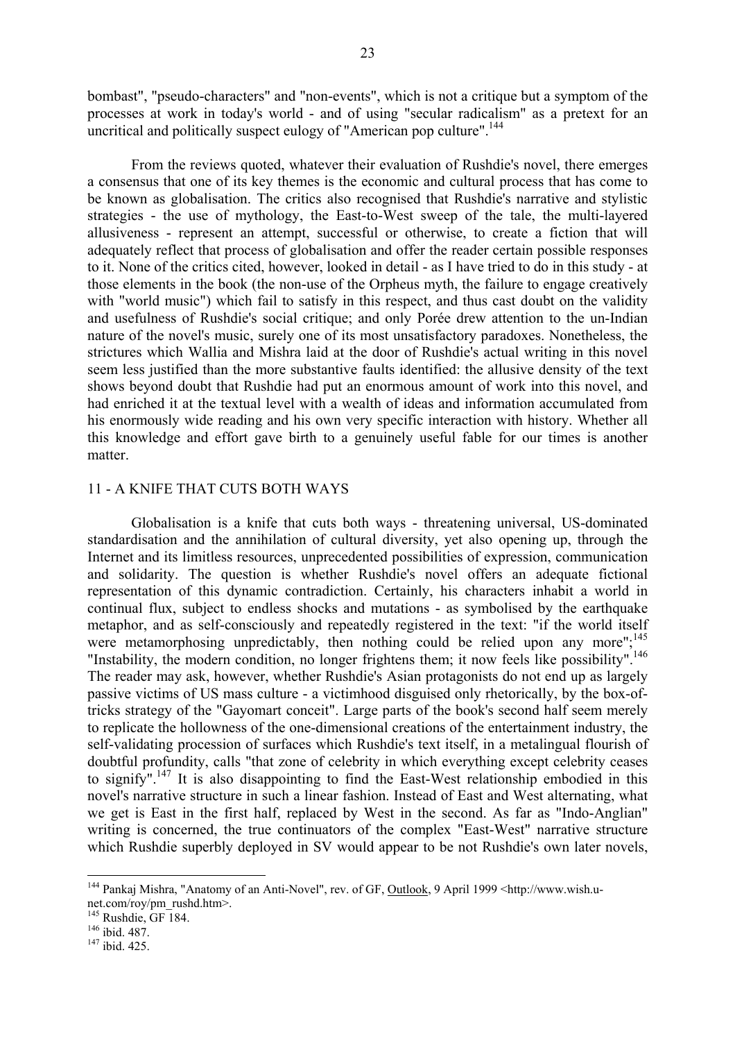bombast", "pseudo-characters" and "non-events", which is not a critique but a symptom of the processes at work in today's world - and of using "secular radicalism" as a pretext for an uncritical and politically suspect eulogy of "American pop culture".[144]

From the reviews quoted, whatever their evaluation of Rushdie's novel, there emerges a consensus that one of its key themes is the economic and cultural process that has come to be known as globalisation. The critics also recognised that Rushdie's narrative and stylistic strategies - the use of mythology, the East-to-West sweep of the tale, the multi-layered allusiveness - represent an attempt, successful or otherwise, to create a fiction that will adequately reflect that process of globalisation and offer the reader certain possible responses to it. None of the critics cited, however, looked in detail - as I have tried to do in this study - at those elements in the book (the non-use of the Orpheus myth, the failure to engage creatively with "world music") which fail to satisfy in this respect, and thus cast doubt on the validity and usefulness of Rushdie's social critique; and only Porée drew attention to the un-Indian nature of the novel's music, surely one of its most unsatisfactory paradoxes. Nonetheless, the strictures which Wallia and Mishra laid at the door of Rushdie's actual writing in this novel seem less justified than the more substantive faults identified: the allusive density of the text shows beyond doubt that Rushdie had put an enormous amount of work into this novel, and had enriched it at the textual level with a wealth of ideas and information accumulated from his enormously wide reading and his own very specific interaction with history. Whether all this knowledge and effort gave birth to a genuinely useful fable for our times is another matter.

## 11 - A KNIFE THAT CUTS BOTH WAYS

Globalisation is a knife that cuts both ways - threatening universal, US-dominated standardisation and the annihilation of cultural diversity, yet also opening up, through the Internet and its limitless resources, unprecedented possibilities of expression, communication and solidarity. The question is whether Rushdie's novel offers an adequate fictional representation of this dynamic contradiction. Certainly, his characters inhabit a world in continual flux, subject to endless shocks and mutations - as symbolised by the earthquake metaphor, and as self-consciously and repeatedly registered in the text: "if the world itself were metamorphosing unpredictably, then nothing could be relied upon any more";[145] "Instability, the modern condition, no longer frightens them; it now feels like possibility".[146] The reader may ask, however, whether Rushdie's Asian protagonists do not end up as largely passive victims of US mass culture - a victimhood disguised only rhetorically, by the box-of-tricks strategy of the "Gayomart conceit". Large parts of the book's second half seem merely to replicate the hollowness of the one-dimensional creations of the entertainment industry, the self-validating procession of surfaces which Rushdie's text itself, in a metalingual flourish of doubtful profundity, calls "that zone of celebrity in which everything except celebrity ceases to signify".[147] It is also disappointing to find the East-West relationship embodied in this novel's narrative structure in such a linear fashion. Instead of East and West alternating, what we get is East in the first half, replaced by West in the second. As far as "Indo-Anglian" writing is concerned, the true continuators of the complex "East-West" narrative structure which Rushdie superbly deployed in SV would appear to be not Rushdie's own later novels,

---

[144] Pankaj Mishra, "Anatomy of an Anti-Novel", rev. of GF, Outlook, 9 April 1999 <http://www.wish.u-net.com/roy/pm_rushd.htm>.

[145] Rushdie, GF 184.

[146] ibid. 487.

[147] ibid. 425.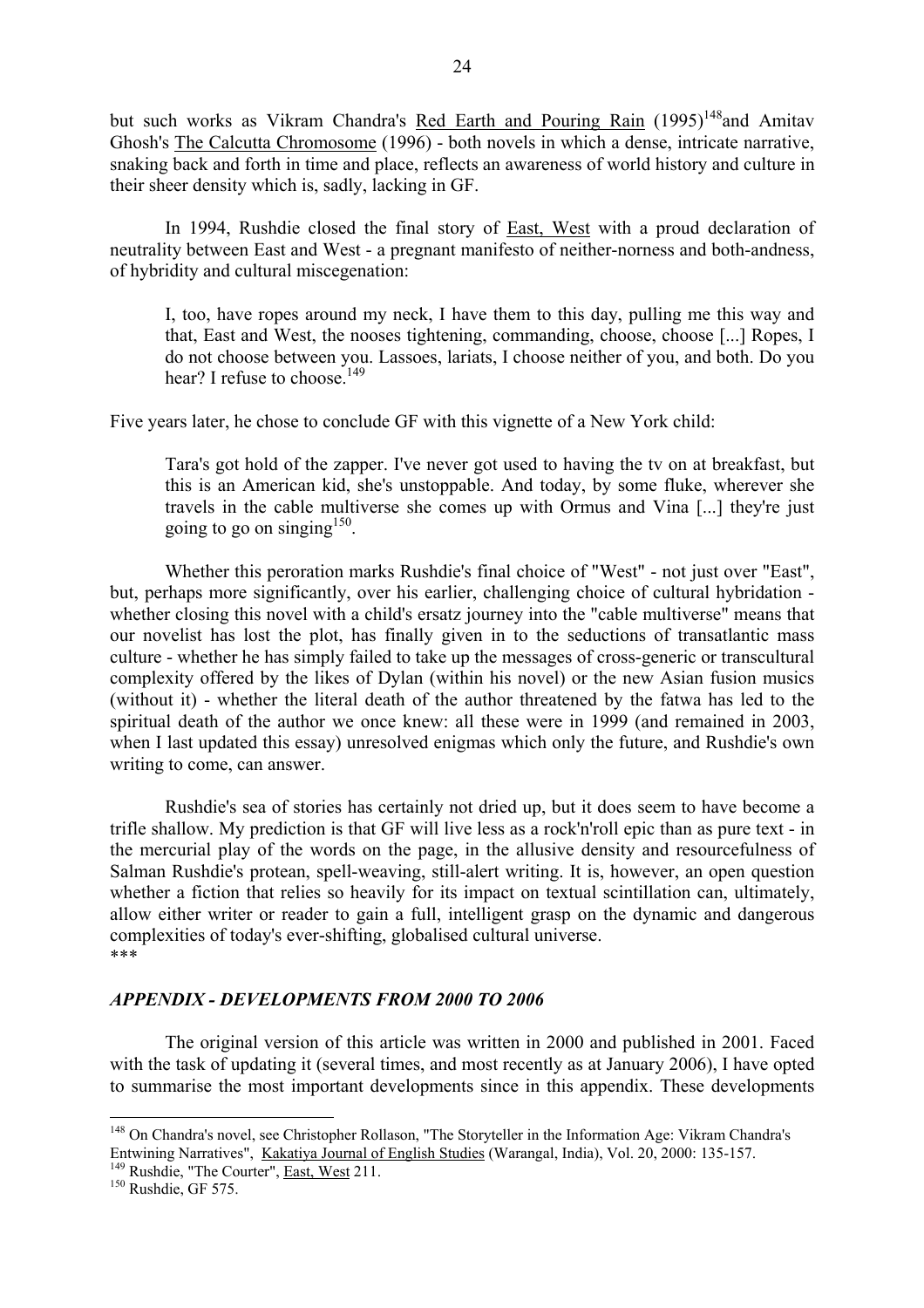but such works as Vikram Chandra's Red Earth and Pouring Rain (1995)[148] and Amitav Ghosh's The Calcutta Chromosome (1996) - both novels in which a dense, intricate narrative, snaking back and forth in time and place, reflects an awareness of world history and culture in their sheer density which is, sadly, lacking in GF.

In 1994, Rushdie closed the final story of East, West with a proud declaration of neutrality between East and West - a pregnant manifesto of neither-norness and both-andness, of hybridity and cultural miscegenation:

> I, too, have ropes around my neck, I have them to this day, pulling me this way and that, East and West, the nooses tightening, commanding, choose, choose [...] Ropes, I do not choose between you. Lassoes, lariats, I choose neither of you, and both. Do you hear? I refuse to choose.[149]

Five years later, he chose to conclude GF with this vignette of a New York child:

> Tara's got hold of the zapper. I've never got used to having the tv on at breakfast, but this is an American kid, she's unstoppable. And today, by some fluke, wherever she travels in the cable multiverse she comes up with Ormus and Vina [...] they're just going to go on singing[150].

Whether this peroration marks Rushdie's final choice of "West" - not just over "East", but, perhaps more significantly, over his earlier, challenging choice of cultural hybridation - whether closing this novel with a child's ersatz journey into the "cable multiverse" means that our novelist has lost the plot, has finally given in to the seductions of transatlantic mass culture - whether he has simply failed to take up the messages of cross-generic or transcultural complexity offered by the likes of Dylan (within his novel) or the new Asian fusion musics (without it) - whether the literal death of the author threatened by the fatwa has led to the spiritual death of the author we once knew: all these were in 1999 (and remained in 2003, when I last updated this essay) unresolved enigmas which only the future, and Rushdie's own writing to come, can answer.

Rushdie's sea of stories has certainly not dried up, but it does seem to have become a trifle shallow. My prediction is that GF will live less as a rock'n'roll epic than as pure text - in the mercurial play of the words on the page, in the allusive density and resourcefulness of Salman Rushdie's protean, spell-weaving, still-alert writing. It is, however, an open question whether a fiction that relies so heavily for its impact on textual scintillation can, ultimately, allow either writer or reader to gain a full, intelligent grasp on the dynamic and dangerous complexities of today's ever-shifting, globalised cultural universe.

***

### *APPENDIX - DEVELOPMENTS FROM 2000 TO 2006*

The original version of this article was written in 2000 and published in 2001. Faced with the task of updating it (several times, and most recently as at January 2006), I have opted to summarise the most important developments since in this appendix. These developments

---

[148] On Chandra's novel, see Christopher Rollason, "The Storyteller in the Information Age: Vikram Chandra's Entwining Narratives", Kakatiya Journal of English Studies (Warangal, India), Vol. 20, 2000: 135-157.

[149] Rushdie, "The Courter", East, West 211.

[150] Rushdie, GF 575.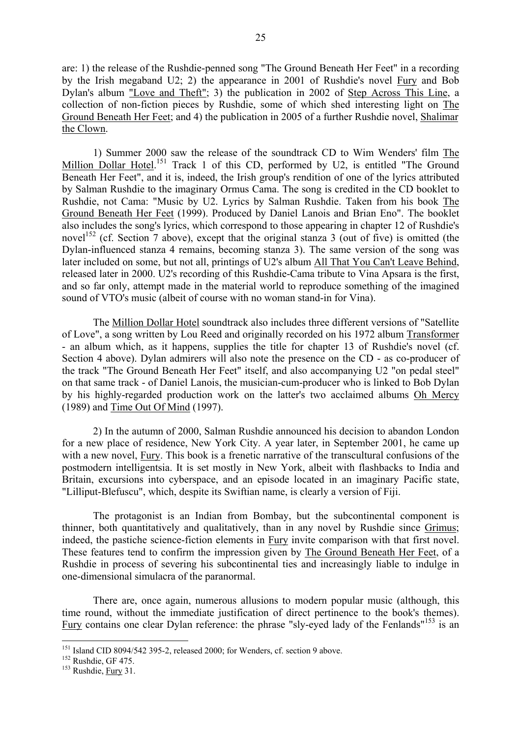are: 1) the release of the Rushdie-penned song "The Ground Beneath Her Feet" in a recording by the Irish megaband U2; 2) the appearance in 2001 of Rushdie's novel Fury and Bob Dylan's album "Love and Theft"; 3) the publication in 2002 of Step Across This Line, a collection of non-fiction pieces by Rushdie, some of which shed interesting light on The Ground Beneath Her Feet; and 4) the publication in 2005 of a further Rushdie novel, Shalimar the Clown.

1) Summer 2000 saw the release of the soundtrack CD to Wim Wenders' film The Million Dollar Hotel.[151] Track 1 of this CD, performed by U2, is entitled "The Ground Beneath Her Feet", and it is, indeed, the Irish group's rendition of one of the lyrics attributed by Salman Rushdie to the imaginary Ormus Cama. The song is credited in the CD booklet to Rushdie, not Cama: "Music by U2. Lyrics by Salman Rushdie. Taken from his book The Ground Beneath Her Feet (1999). Produced by Daniel Lanois and Brian Eno". The booklet also includes the song's lyrics, which correspond to those appearing in chapter 12 of Rushdie's novel[152] (cf. Section 7 above), except that the original stanza 3 (out of five) is omitted (the Dylan-influenced stanza 4 remains, becoming stanza 3). The same version of the song was later included on some, but not all, printings of U2's album All That You Can't Leave Behind, released later in 2000. U2's recording of this Rushdie-Cama tribute to Vina Apsara is the first, and so far only, attempt made in the material world to reproduce something of the imagined sound of VTO's music (albeit of course with no woman stand-in for Vina).

The Million Dollar Hotel soundtrack also includes three different versions of "Satellite of Love", a song written by Lou Reed and originally recorded on his 1972 album Transformer - an album which, as it happens, supplies the title for chapter 13 of Rushdie's novel (cf. Section 4 above). Dylan admirers will also note the presence on the CD - as co-producer of the track "The Ground Beneath Her Feet" itself, and also accompanying U2 "on pedal steel" on that same track - of Daniel Lanois, the musician-cum-producer who is linked to Bob Dylan by his highly-regarded production work on the latter's two acclaimed albums Oh Mercy (1989) and Time Out Of Mind (1997).

2) In the autumn of 2000, Salman Rushdie announced his decision to abandon London for a new place of residence, New York City. A year later, in September 2001, he came up with a new novel, Fury. This book is a frenetic narrative of the transcultural confusions of the postmodern intelligentsia. It is set mostly in New York, albeit with flashbacks to India and Britain, excursions into cyberspace, and an episode located in an imaginary Pacific state, "Lilliput-Blefuscu", which, despite its Swiftian name, is clearly a version of Fiji.

The protagonist is an Indian from Bombay, but the subcontinental component is thinner, both quantitatively and qualitatively, than in any novel by Rushdie since Grimus; indeed, the pastiche science-fiction elements in Fury invite comparison with that first novel. These features tend to confirm the impression given by The Ground Beneath Her Feet, of a Rushdie in process of severing his subcontinental ties and increasingly liable to indulge in one-dimensional simulacra of the paranormal.

There are, once again, numerous allusions to modern popular music (although, this time round, without the immediate justification of direct pertinence to the book's themes). Fury contains one clear Dylan reference: the phrase "sly-eyed lady of the Fenlands"[153] is an

---

[151] Island CID 8094/542 395-2, released 2000; for Wenders, cf. section 9 above.

[152] Rushdie, GF 475.

[153] Rushdie, Fury 31.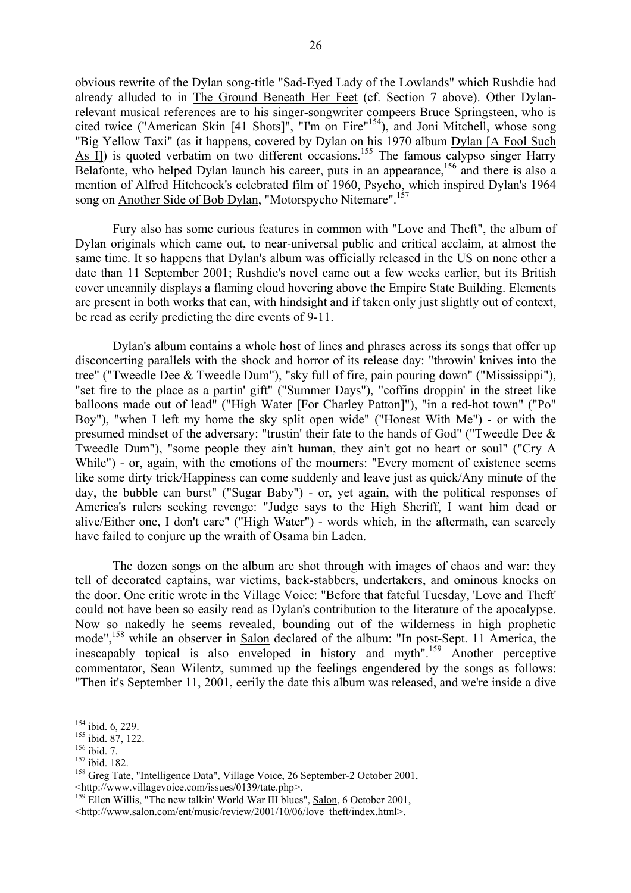obvious rewrite of the Dylan song-title "Sad-Eyed Lady of the Lowlands" which Rushdie had already alluded to in The Ground Beneath Her Feet (cf. Section 7 above). Other Dylan-relevant musical references are to his singer-songwriter compeers Bruce Springsteen, who is cited twice ("American Skin [41 Shots]", "I'm on Fire"[154]), and Joni Mitchell, whose song "Big Yellow Taxi" (as it happens, covered by Dylan on his 1970 album Dylan [A Fool Such As I]) is quoted verbatim on two different occasions.[155] The famous calypso singer Harry Belafonte, who helped Dylan launch his career, puts in an appearance,[156] and there is also a mention of Alfred Hitchcock's celebrated film of 1960, Psycho, which inspired Dylan's 1964 song on Another Side of Bob Dylan, "Motorspycho Nitemare".[157]

Fury also has some curious features in common with "Love and Theft", the album of Dylan originals which came out, to near-universal public and critical acclaim, at almost the same time. It so happens that Dylan's album was officially released in the US on none other a date than 11 September 2001; Rushdie's novel came out a few weeks earlier, but its British cover uncannily displays a flaming cloud hovering above the Empire State Building. Elements are present in both works that can, with hindsight and if taken only just slightly out of context, be read as eerily predicting the dire events of 9-11.

Dylan's album contains a whole host of lines and phrases across its songs that offer up disconcerting parallels with the shock and horror of its release day: "throwin' knives into the tree" ("Tweedle Dee & Tweedle Dum"), "sky full of fire, pain pouring down" ("Mississippi"), "set fire to the place as a partin' gift" ("Summer Days"), "coffins droppin' in the street like balloons made out of lead" ("High Water [For Charley Patton]"), "in a red-hot town" ("Po" Boy"), "when I left my home the sky split open wide" ("Honest With Me") - or with the presumed mindset of the adversary: "trustin' their fate to the hands of God" ("Tweedle Dee & Tweedle Dum"), "some people they ain't human, they ain't got no heart or soul" ("Cry A While") - or, again, with the emotions of the mourners: "Every moment of existence seems like some dirty trick/Happiness can come suddenly and leave just as quick/Any minute of the day, the bubble can burst" ("Sugar Baby") - or, yet again, with the political responses of America's rulers seeking revenge: "Judge says to the High Sheriff, I want him dead or alive/Either one, I don't care" ("High Water") - words which, in the aftermath, can scarcely have failed to conjure up the wraith of Osama bin Laden.

The dozen songs on the album are shot through with images of chaos and war: they tell of decorated captains, war victims, back-stabbers, undertakers, and ominous knocks on the door. One critic wrote in the Village Voice: "Before that fateful Tuesday, 'Love and Theft' could not have been so easily read as Dylan's contribution to the literature of the apocalypse. Now so nakedly he seems revealed, bounding out of the wilderness in high prophetic mode",[158] while an observer in Salon declared of the album: "In post-Sept. 11 America, the inescapably topical is also enveloped in history and myth".[159] Another perceptive commentator, Sean Wilentz, summed up the feelings engendered by the songs as follows: "Then it's September 11, 2001, eerily the date this album was released, and we're inside a dive

---

[154] ibid. 6, 229.

[155] ibid. 87, 122.

[156] ibid. 7.

[157] ibid. 182.

[158] Greg Tate, "Intelligence Data", Village Voice, 26 September-2 October 2001, <http://www.villagevoice.com/issues/0139/tate.php>.

[159] Ellen Willis, "The new talkin' World War III blues", Salon, 6 October 2001, <http://www.salon.com/ent/music/review/2001/10/06/love_theft/index.html>.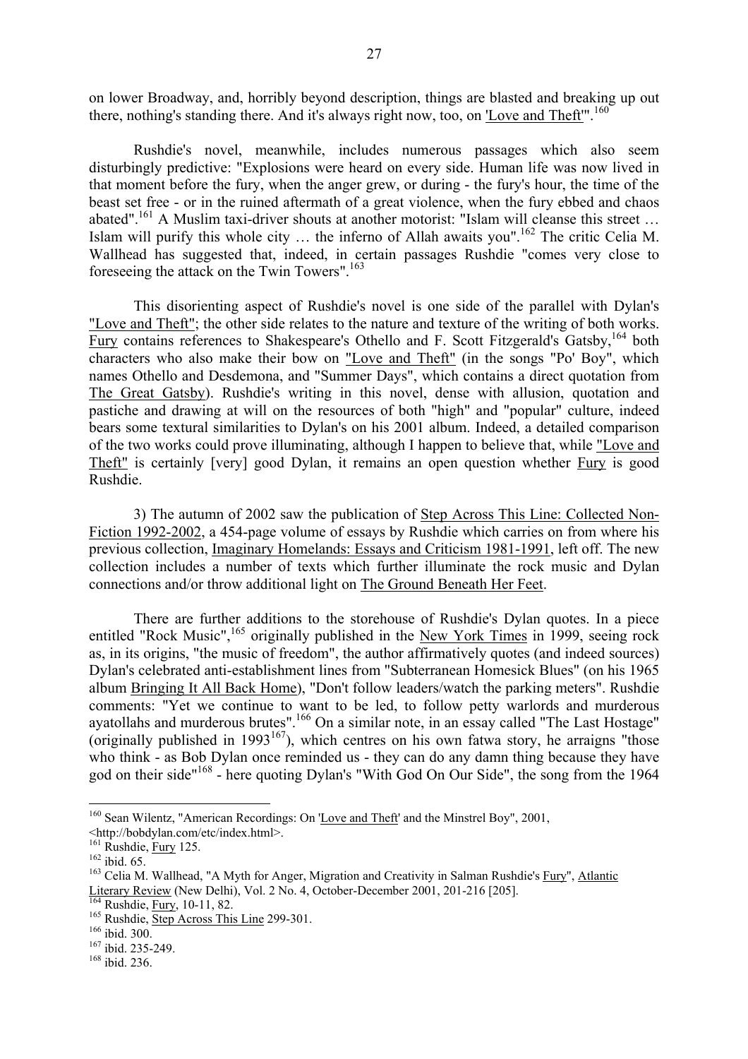on lower Broadway, and, horribly beyond description, things are blasted and breaking up out there, nothing's standing there. And it's always right now, too, on 'Love and Theft'".[160]

Rushdie's novel, meanwhile, includes numerous passages which also seem disturbingly predictive: "Explosions were heard on every side. Human life was now lived in that moment before the fury, when the anger grew, or during - the fury's hour, the time of the beast set free - or in the ruined aftermath of a great violence, when the fury ebbed and chaos abated".[161] A Muslim taxi-driver shouts at another motorist: "Islam will cleanse this street … Islam will purify this whole city … the inferno of Allah awaits you".[162] The critic Celia M. Wallhead has suggested that, indeed, in certain passages Rushdie "comes very close to foreseeing the attack on the Twin Towers".[163]

This disorienting aspect of Rushdie's novel is one side of the parallel with Dylan's "Love and Theft"; the other side relates to the nature and texture of the writing of both works. Fury contains references to Shakespeare's Othello and F. Scott Fitzgerald's Gatsby,[164] both characters who also make their bow on "Love and Theft" (in the songs "Po' Boy", which names Othello and Desdemona, and "Summer Days", which contains a direct quotation from The Great Gatsby). Rushdie's writing in this novel, dense with allusion, quotation and pastiche and drawing at will on the resources of both "high" and "popular" culture, indeed bears some textural similarities to Dylan's on his 2001 album. Indeed, a detailed comparison of the two works could prove illuminating, although I happen to believe that, while "Love and Theft" is certainly [very] good Dylan, it remains an open question whether Fury is good Rushdie.

3) The autumn of 2002 saw the publication of Step Across This Line: Collected Non-Fiction 1992-2002, a 454-page volume of essays by Rushdie which carries on from where his previous collection, Imaginary Homelands: Essays and Criticism 1981-1991, left off. The new collection includes a number of texts which further illuminate the rock music and Dylan connections and/or throw additional light on The Ground Beneath Her Feet.

There are further additions to the storehouse of Rushdie's Dylan quotes. In a piece entitled "Rock Music",[165] originally published in the New York Times in 1999, seeing rock as, in its origins, "the music of freedom", the author affirmatively quotes (and indeed sources) Dylan's celebrated anti-establishment lines from "Subterranean Homesick Blues" (on his 1965 album Bringing It All Back Home), "Don't follow leaders/watch the parking meters". Rushdie comments: "Yet we continue to want to be led, to follow petty warlords and murderous ayatollahs and murderous brutes".[166] On a similar note, in an essay called "The Last Hostage" (originally published in 1993[167]), which centres on his own fatwa story, he arraigns "those who think - as Bob Dylan once reminded us - they can do any damn thing because they have god on their side"[168] - here quoting Dylan's "With God On Our Side", the song from the 1964

---

[160] Sean Wilentz, "American Recordings: On 'Love and Theft' and the Minstrel Boy", 2001, <http://bobdylan.com/etc/index.html>.
[161] Rushdie, Fury 125.
[162] ibid. 65.
[163] Celia M. Wallhead, "A Myth for Anger, Migration and Creativity in Salman Rushdie's Fury", Atlantic Literary Review (New Delhi), Vol. 2 No. 4, October-December 2001, 201-216 [205].
[164] Rushdie, Fury, 10-11, 82.
[165] Rushdie, Step Across This Line 299-301.
[166] ibid. 300.
[167] ibid. 235-249.
[168] ibid. 236.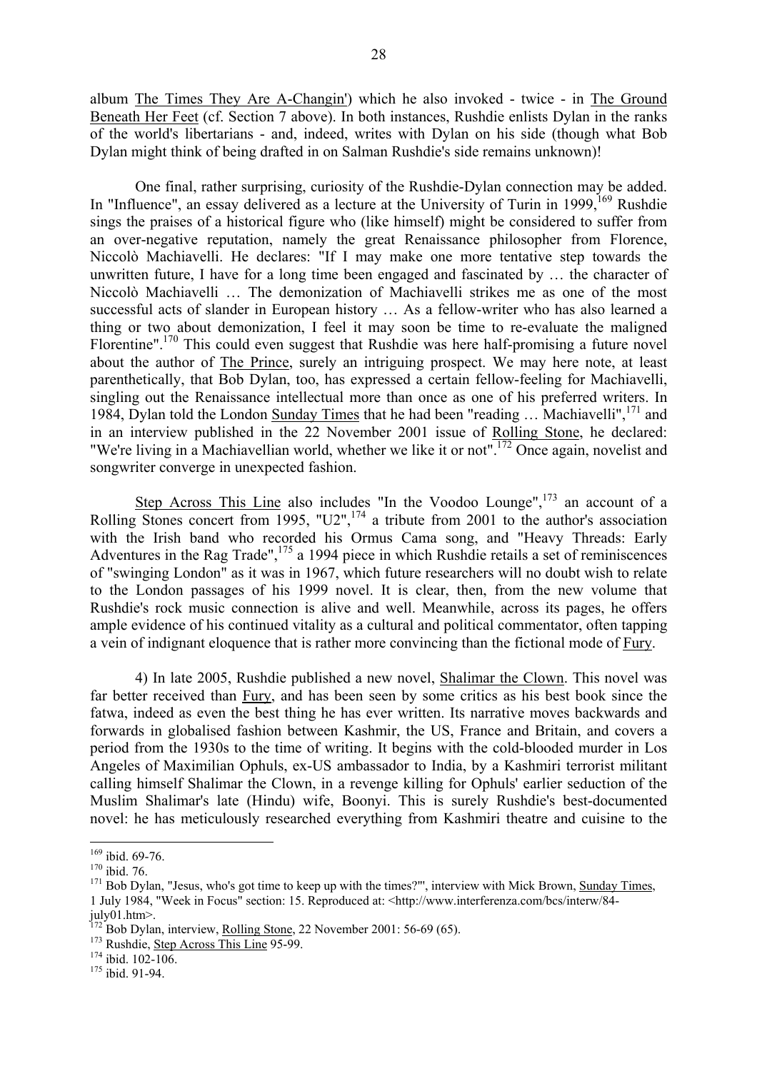album The Times They Are A-Changin') which he also invoked - twice - in The Ground Beneath Her Feet (cf. Section 7 above). In both instances, Rushdie enlists Dylan in the ranks of the world's libertarians - and, indeed, writes with Dylan on his side (though what Bob Dylan might think of being drafted in on Salman Rushdie's side remains unknown)!

One final, rather surprising, curiosity of the Rushdie-Dylan connection may be added. In "Influence", an essay delivered as a lecture at the University of Turin in 1999,[169] Rushdie sings the praises of a historical figure who (like himself) might be considered to suffer from an over-negative reputation, namely the great Renaissance philosopher from Florence, Niccolò Machiavelli. He declares: "If I may make one more tentative step towards the unwritten future, I have for a long time been engaged and fascinated by … the character of Niccolò Machiavelli … The demonization of Machiavelli strikes me as one of the most successful acts of slander in European history … As a fellow-writer who has also learned a thing or two about demonization, I feel it may soon be time to re-evaluate the maligned Florentine".[170] This could even suggest that Rushdie was here half-promising a future novel about the author of The Prince, surely an intriguing prospect. We may here note, at least parenthetically, that Bob Dylan, too, has expressed a certain fellow-feeling for Machiavelli, singling out the Renaissance intellectual more than once as one of his preferred writers. In 1984, Dylan told the London Sunday Times that he had been "reading … Machiavelli",[171] and in an interview published in the 22 November 2001 issue of Rolling Stone, he declared: "We're living in a Machiavellian world, whether we like it or not".[172] Once again, novelist and songwriter converge in unexpected fashion.

Step Across This Line also includes "In the Voodoo Lounge",[173] an account of a Rolling Stones concert from 1995, "U2",[174] a tribute from 2001 to the author's association with the Irish band who recorded his Ormus Cama song, and "Heavy Threads: Early Adventures in the Rag Trade",[175] a 1994 piece in which Rushdie retails a set of reminiscences of "swinging London" as it was in 1967, which future researchers will no doubt wish to relate to the London passages of his 1999 novel. It is clear, then, from the new volume that Rushdie's rock music connection is alive and well. Meanwhile, across its pages, he offers ample evidence of his continued vitality as a cultural and political commentator, often tapping a vein of indignant eloquence that is rather more convincing than the fictional mode of Fury.

4) In late 2005, Rushdie published a new novel, Shalimar the Clown. This novel was far better received than Fury, and has been seen by some critics as his best book since the fatwa, indeed as even the best thing he has ever written. Its narrative moves backwards and forwards in globalised fashion between Kashmir, the US, France and Britain, and covers a period from the 1930s to the time of writing. It begins with the cold-blooded murder in Los Angeles of Maximilian Ophuls, ex-US ambassador to India, by a Kashmiri terrorist militant calling himself Shalimar the Clown, in a revenge killing for Ophuls' earlier seduction of the Muslim Shalimar's late (Hindu) wife, Boonyi. This is surely Rushdie's best-documented novel: he has meticulously researched everything from Kashmiri theatre and cuisine to the

---

[169] ibid. 69-76.

[170] ibid. 76.

[171] Bob Dylan, "Jesus, who's got time to keep up with the times?'", interview with Mick Brown, Sunday Times, 1 July 1984, "Week in Focus" section: 15. Reproduced at: <http://www.interferenza.com/bcs/interw/84-july01.htm>.

[172] Bob Dylan, interview, Rolling Stone, 22 November 2001: 56-69 (65).

[173] Rushdie, Step Across This Line 95-99.

[174] ibid. 102-106.

[175] ibid. 91-94.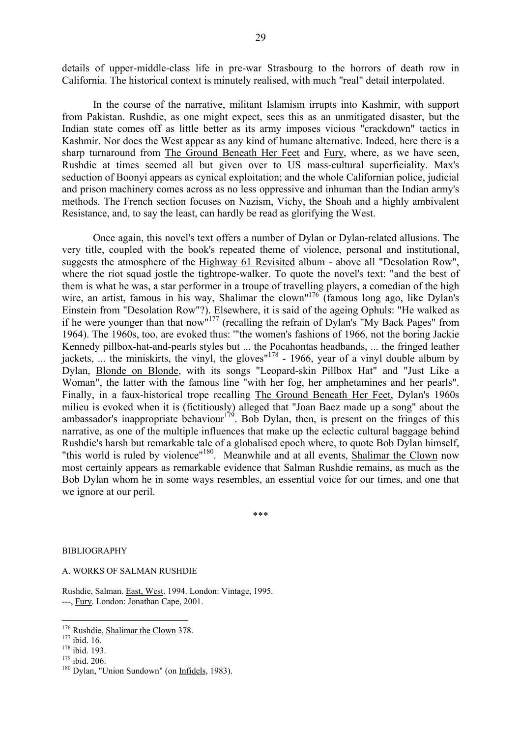details of upper-middle-class life in pre-war Strasbourg to the horrors of death row in California. The historical context is minutely realised, with much "real" detail interpolated.

In the course of the narrative, militant Islamism irrupts into Kashmir, with support from Pakistan. Rushdie, as one might expect, sees this as an unmitigated disaster, but the Indian state comes off as little better as its army imposes vicious "crackdown" tactics in Kashmir. Nor does the West appear as any kind of humane alternative. Indeed, here there is a sharp turnaround from The Ground Beneath Her Feet and Fury, where, as we have seen, Rushdie at times seemed all but given over to US mass-cultural superficiality. Max's seduction of Boonyi appears as cynical exploitation; and the whole Californian police, judicial and prison machinery comes across as no less oppressive and inhuman than the Indian army's methods. The French section focuses on Nazism, Vichy, the Shoah and a highly ambivalent Resistance, and, to say the least, can hardly be read as glorifying the West.

Once again, this novel's text offers a number of Dylan or Dylan-related allusions. The very title, coupled with the book's repeated theme of violence, personal and institutional, suggests the atmosphere of the Highway 61 Revisited album - above all "Desolation Row", where the riot squad jostle the tightrope-walker. To quote the novel's text: "and the best of them is what he was, a star performer in a troupe of travelling players, a comedian of the high wire, an artist, famous in his way, Shalimar the clown"[176] (famous long ago, like Dylan's Einstein from "Desolation Row"?). Elsewhere, it is said of the ageing Ophuls: "He walked as if he were younger than that now"[177] (recalling the refrain of Dylan's "My Back Pages" from 1964). The 1960s, too, are evoked thus: "'the women's fashions of 1966, not the boring Jackie Kennedy pillbox-hat-and-pearls styles but ... the Pocahontas headbands, ... the fringed leather jackets, ... the miniskirts, the vinyl, the gloves"[178] - 1966, year of a vinyl double album by Dylan, Blonde on Blonde, with its songs "Leopard-skin Pillbox Hat" and "Just Like a Woman", the latter with the famous line "with her fog, her amphetamines and her pearls". Finally, in a faux-historical trope recalling The Ground Beneath Her Feet, Dylan's 1960s milieu is evoked when it is (fictitiously) alleged that "Joan Baez made up a song" about the ambassador's inappropriate behaviour[179]. Bob Dylan, then, is present on the fringes of this narrative, as one of the multiple influences that make up the eclectic cultural baggage behind Rushdie's harsh but remarkable tale of a globalised epoch where, to quote Bob Dylan himself, "this world is ruled by violence"[180]. Meanwhile and at all events, Shalimar the Clown now most certainly appears as remarkable evidence that Salman Rushdie remains, as much as the Bob Dylan whom he in some ways resembles, an essential voice for our times, and one that we ignore at our peril.

\*\*\*

BIBLIOGRAPHY

A. WORKS OF SALMAN RUSHDIE

Rushdie, Salman. East, West. 1994. London: Vintage, 1995.
---, Fury. London: Jonathan Cape, 2001.

---

[176] Rushdie, Shalimar the Clown 378.
[177] ibid. 16.
[178] ibid. 193.
[179] ibid. 206.
[180] Dylan, "Union Sundown" (on Infidels, 1983).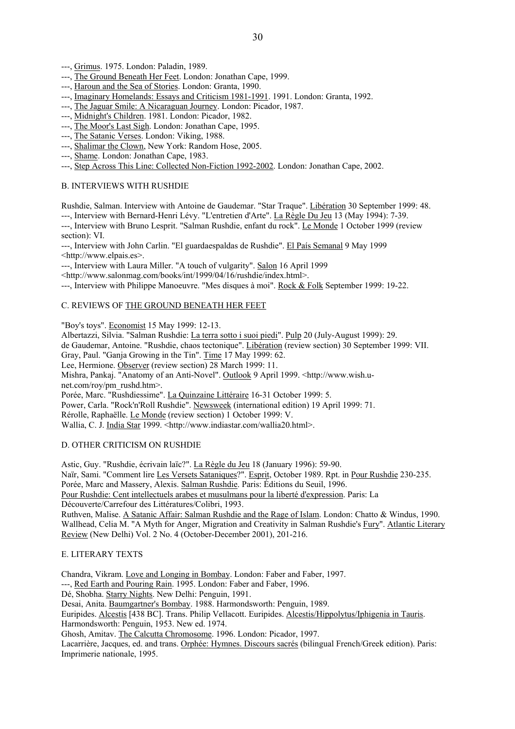---, Grimus. 1975. London: Paladin, 1989.

---, The Ground Beneath Her Feet. London: Jonathan Cape, 1999.

---, Haroun and the Sea of Stories. London: Granta, 1990.

---, Imaginary Homelands: Essays and Criticism 1981-1991. 1991. London: Granta, 1992.

---, The Jaguar Smile: A Nicaraguan Journey. London: Picador, 1987.

---, Midnight's Children. 1981. London: Picador, 1982.

---, The Moor's Last Sigh. London: Jonathan Cape, 1995.

---, The Satanic Verses. London: Viking, 1988.

---, Shalimar the Clown, New York: Random Hose, 2005.

---, Shame. London: Jonathan Cape, 1983.

---, Step Across This Line: Collected Non-Fiction 1992-2002. London: Jonathan Cape, 2002.

## B. INTERVIEWS WITH RUSHDIE

Rushdie, Salman. Interview with Antoine de Gaudemar. "Star Traque". Libération 30 September 1999: 48.

---, Interview with Bernard-Henri Lévy. "L'entretien d'Arte". La Règle Du Jeu 13 (May 1994): 7-39.

---, Interview with Bruno Lesprit. "Salman Rushdie, enfant du rock". Le Monde 1 October 1999 (review section): VI.

---, Interview with John Carlin. "El guardaespaldas de Rushdie". El País Semanal 9 May 1999 <http://www.elpais.es>.

---, Interview with Laura Miller. "A touch of vulgarity". Salon 16 April 1999 <http://www.salonmag.com/books/int/1999/04/16/rushdie/index.html>.

---, Interview with Philippe Manoeuvre. "Mes disques à moi". Rock & Folk September 1999: 19-22.

## C. REVIEWS OF THE GROUND BENEATH HER FEET

"Boy's toys". Economist 15 May 1999: 12-13.

Albertazzi, Silvia. "Salman Rushdie: La terra sotto i suoi piedi". Pulp 20 (July-August 1999): 29.

de Gaudemar, Antoine. "Rushdie, chaos tectonique". Libération (review section) 30 September 1999: VII.

Gray, Paul. "Ganja Growing in the Tin". Time 17 May 1999: 62.

Lee, Hermione. Observer (review section) 28 March 1999: 11.

Mishra, Pankaj. "Anatomy of an Anti-Novel". Outlook 9 April 1999. <http://www.wish.u-net.com/roy/pm_rushd.htm>.

Porée, Marc. "Rushdiessime". La Quinzaine Littéraire 16-31 October 1999: 5.

Power, Carla. "Rock'n'Roll Rushdie". Newsweek (international edition) 19 April 1999: 71.

Rérolle, Raphaëlle. Le Monde (review section) 1 October 1999: V.

Wallia, C. J. India Star 1999. <http://www.indiastar.com/wallia20.html>.

## D. OTHER CRITICISM ON RUSHDIE

Astic, Guy. "Rushdie, écrivain laïc?". La Règle du Jeu 18 (January 1996): 59-90.

Naïr, Sami. "Comment lire Les Versets Sataniques?". Esprit, October 1989. Rpt. in Pour Rushdie 230-235.

Porée, Marc and Massery, Alexis. Salman Rushdie. Paris: Éditions du Seuil, 1996.

Pour Rushdie: Cent intellectuels arabes et musulmans pour la liberté d'expression. Paris: La Découverte/Carrefour des Littératures/Colibri, 1993.

Ruthven, Malise. A Satanic Affair: Salman Rushdie and the Rage of Islam. London: Chatto & Windus, 1990.

Wallhead, Celia M. "A Myth for Anger, Migration and Creativity in Salman Rushdie's Fury". Atlantic Literary Review (New Delhi) Vol. 2 No. 4 (October-December 2001), 201-216.

## E. LITERARY TEXTS

Chandra, Vikram. Love and Longing in Bombay. London: Faber and Faber, 1997.

---, Red Earth and Pouring Rain. 1995. London: Faber and Faber, 1996.

Dé, Shobha. Starry Nights. New Delhi: Penguin, 1991.

Desai, Anita. Baumgartner's Bombay. 1988. Harmondsworth: Penguin, 1989.

Euripides. Alcestis [438 BC]. Trans. Philip Vellacott. Euripides. Alcestis/Hippolytus/Iphigenia in Tauris. Harmondsworth: Penguin, 1953. New ed. 1974.

Ghosh, Amitav. The Calcutta Chromosome. 1996. London: Picador, 1997.

Lacarrière, Jacques, ed. and trans. Orphée: Hymnes. Discours sacrés (bilingual French/Greek edition). Paris: Imprimerie nationale, 1995.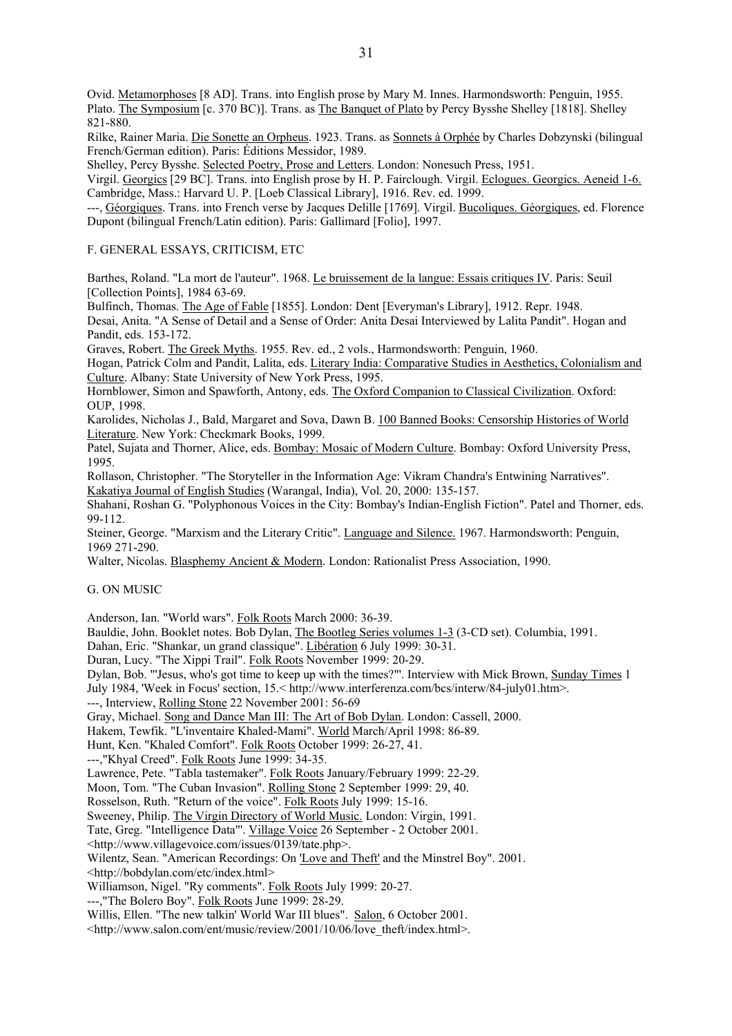Ovid. Metamorphoses [8 AD]. Trans. into English prose by Mary M. Innes. Harmondsworth: Penguin, 1955.
Plato. The Symposium [c. 370 BC)]. Trans. as The Banquet of Plato by Percy Bysshe Shelley [1818]. Shelley 821-880.
Rilke, Rainer Maria. Die Sonette an Orpheus. 1923. Trans. as Sonnets à Orphée by Charles Dobzynski (bilingual French/German edition). Paris: Éditions Messidor, 1989.
Shelley, Percy Bysshe. Selected Poetry, Prose and Letters. London: Nonesuch Press, 1951.
Virgil. Georgics [29 BC]. Trans. into English prose by H. P. Fairclough. Virgil. Eclogues. Georgics. Aeneid 1-6. Cambridge, Mass.: Harvard U. P. [Loeb Classical Library], 1916. Rev. ed. 1999.
---, Géorgiques. Trans. into French verse by Jacques Delille [1769]. Virgil. Bucoliques. Géorgiques, ed. Florence Dupont (bilingual French/Latin edition). Paris: Gallimard [Folio], 1997.

## F. GENERAL ESSAYS, CRITICISM, ETC

Barthes, Roland. "La mort de l'auteur". 1968. Le bruissement de la langue: Essais critiques IV. Paris: Seuil [Collection Points], 1984 63-69.
Bulfinch, Thomas. The Age of Fable [1855]. London: Dent [Everyman's Library], 1912. Repr. 1948.
Desai, Anita. "A Sense of Detail and a Sense of Order: Anita Desai Interviewed by Lalita Pandit". Hogan and Pandit, eds. 153-172.
Graves, Robert. The Greek Myths. 1955. Rev. ed., 2 vols., Harmondsworth: Penguin, 1960.
Hogan, Patrick Colm and Pandit, Lalita, eds. Literary India: Comparative Studies in Aesthetics, Colonialism and Culture. Albany: State University of New York Press, 1995.
Hornblower, Simon and Spawforth, Antony, eds. The Oxford Companion to Classical Civilization. Oxford: OUP, 1998.
Karolides, Nicholas J., Bald, Margaret and Sova, Dawn B. 100 Banned Books: Censorship Histories of World Literature. New York: Checkmark Books, 1999.
Patel, Sujata and Thorner, Alice, eds. Bombay: Mosaic of Modern Culture. Bombay: Oxford University Press, 1995.
Rollason, Christopher. "The Storyteller in the Information Age: Vikram Chandra's Entwining Narratives". Kakatiya Journal of English Studies (Warangal, India), Vol. 20, 2000: 135-157.
Shahani, Roshan G. "Polyphonous Voices in the City: Bombay's Indian-English Fiction". Patel and Thorner, eds. 99-112.
Steiner, George. "Marxism and the Literary Critic". Language and Silence. 1967. Harmondsworth: Penguin, 1969 271-290.
Walter, Nicolas. Blasphemy Ancient & Modern. London: Rationalist Press Association, 1990.

## G. ON MUSIC

Anderson, Ian. "World wars". Folk Roots March 2000: 36-39.
Bauldie, John. Booklet notes. Bob Dylan, The Bootleg Series volumes 1-3 (3-CD set). Columbia, 1991.
Dahan, Eric. "Shankar, un grand classique". Libération 6 July 1999: 30-31.
Duran, Lucy. "The Xippi Trail". Folk Roots November 1999: 20-29.
Dylan, Bob. "'Jesus, who's got time to keep up with the times?'". Interview with Mick Brown, Sunday Times 1 July 1984, 'Week in Focus' section, 15.< http://www.interferenza.com/bcs/interw/84-july01.htm>.
---, Interview, Rolling Stone 22 November 2001: 56-69
Gray, Michael. Song and Dance Man III: The Art of Bob Dylan. London: Cassell, 2000.
Hakem, Tewfik. "L'inventaire Khaled-Mami". World March/April 1998: 86-89.
Hunt, Ken. "Khaled Comfort". Folk Roots October 1999: 26-27, 41.
---,"Khyal Creed". Folk Roots June 1999: 34-35.
Lawrence, Pete. "Tabla tastemaker". Folk Roots January/February 1999: 22-29.
Moon, Tom. "The Cuban Invasion". Rolling Stone 2 September 1999: 29, 40.
Rosselson, Ruth. "Return of the voice". Folk Roots July 1999: 15-16.
Sweeney, Philip. The Virgin Directory of World Music. London: Virgin, 1991.
Tate, Greg. "Intelligence Data'". Village Voice 26 September - 2 October 2001.
<http://www.villagevoice.com/issues/0139/tate.php>.
Wilentz, Sean. "American Recordings: On 'Love and Theft' and the Minstrel Boy". 2001.
<http://bobdylan.com/etc/index.html>
Williamson, Nigel. "Ry comments". Folk Roots July 1999: 20-27.
---,"The Bolero Boy". Folk Roots June 1999: 28-29.
Willis, Ellen. "The new talkin' World War III blues". Salon, 6 October 2001.
<http://www.salon.com/ent/music/review/2001/10/06/love_theft/index.html>.